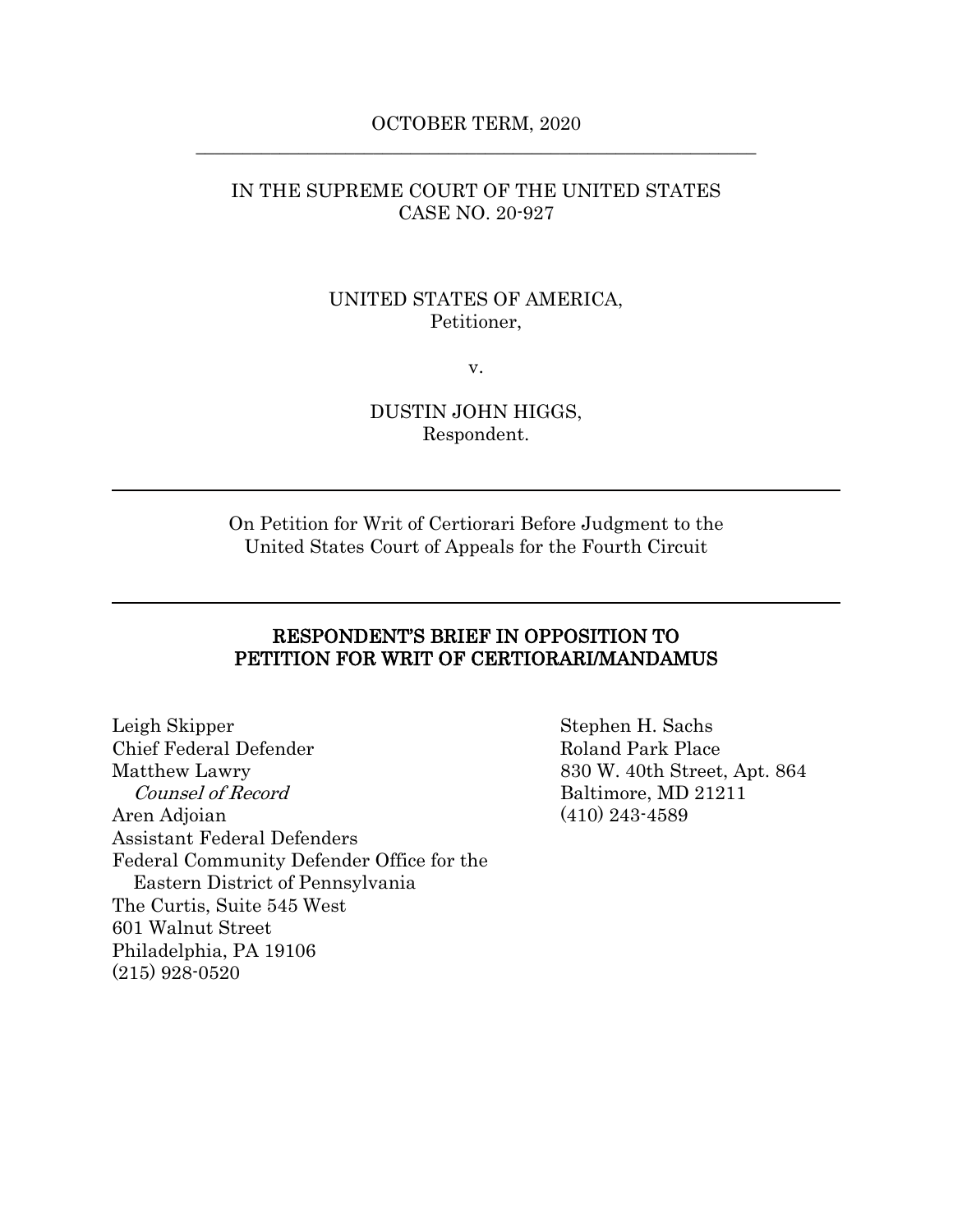OCTOBER TERM, 2020

---

IN THE SUPREME COURT OF THE UNITED STATES
CASE NO. 20-927

UNITED STATES OF AMERICA,
Petitioner,

v.

DUSTIN JOHN HIGGS,
Respondent.

---

On Petition for Writ of Certiorari Before Judgment to the
United States Court of Appeals for the Fourth Circuit

---

**RESPONDENT'S BRIEF IN OPPOSITION TO PETITION FOR WRIT OF CERTIORARI/MANDAMUS**

Leigh Skipper
Chief Federal Defender
Matthew Lawry
*Counsel of Record*
Aren Adjoian
Assistant Federal Defenders
Federal Community Defender Office for the
Eastern District of Pennsylvania
The Curtis, Suite 545 West
601 Walnut Street
Philadelphia, PA 19106
(215) 928-0520

Stephen H. Sachs
Roland Park Place
830 W. 40th Street, Apt. 864
Baltimore, MD 21211
(410) 243-4589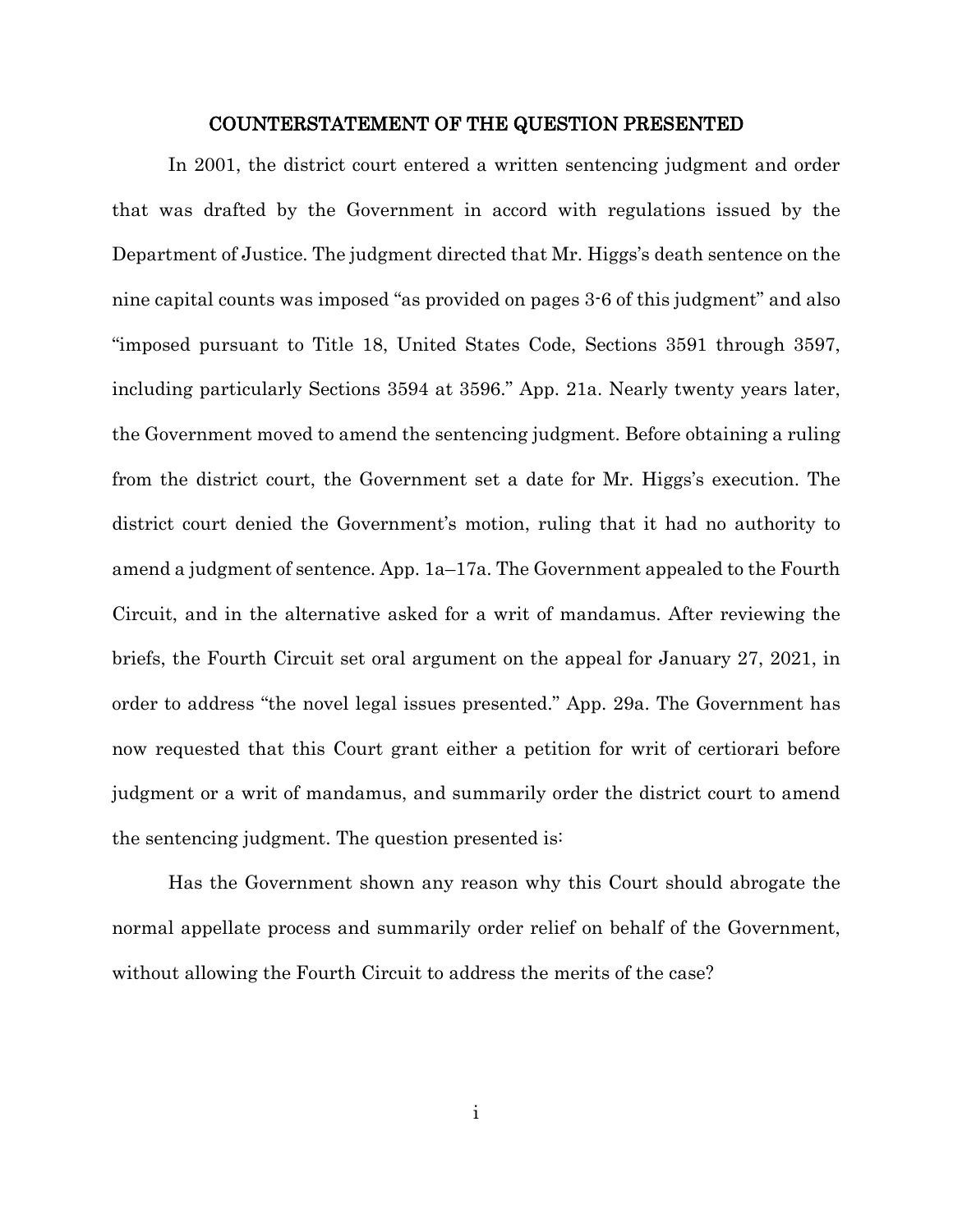# COUNTERSTATEMENT OF THE QUESTION PRESENTED

In 2001, the district court entered a written sentencing judgment and order that was drafted by the Government in accord with regulations issued by the Department of Justice. The judgment directed that Mr. Higgs's death sentence on the nine capital counts was imposed "as provided on pages 3-6 of this judgment" and also "imposed pursuant to Title 18, United States Code, Sections 3591 through 3597, including particularly Sections 3594 at 3596." App. 21a. Nearly twenty years later, the Government moved to amend the sentencing judgment. Before obtaining a ruling from the district court, the Government set a date for Mr. Higgs's execution. The district court denied the Government's motion, ruling that it had no authority to amend a judgment of sentence. App. 1a–17a. The Government appealed to the Fourth Circuit, and in the alternative asked for a writ of mandamus. After reviewing the briefs, the Fourth Circuit set oral argument on the appeal for January 27, 2021, in order to address "the novel legal issues presented." App. 29a. The Government has now requested that this Court grant either a petition for writ of certiorari before judgment or a writ of mandamus, and summarily order the district court to amend the sentencing judgment. The question presented is:

Has the Government shown any reason why this Court should abrogate the normal appellate process and summarily order relief on behalf of the Government, without allowing the Fourth Circuit to address the merits of the case?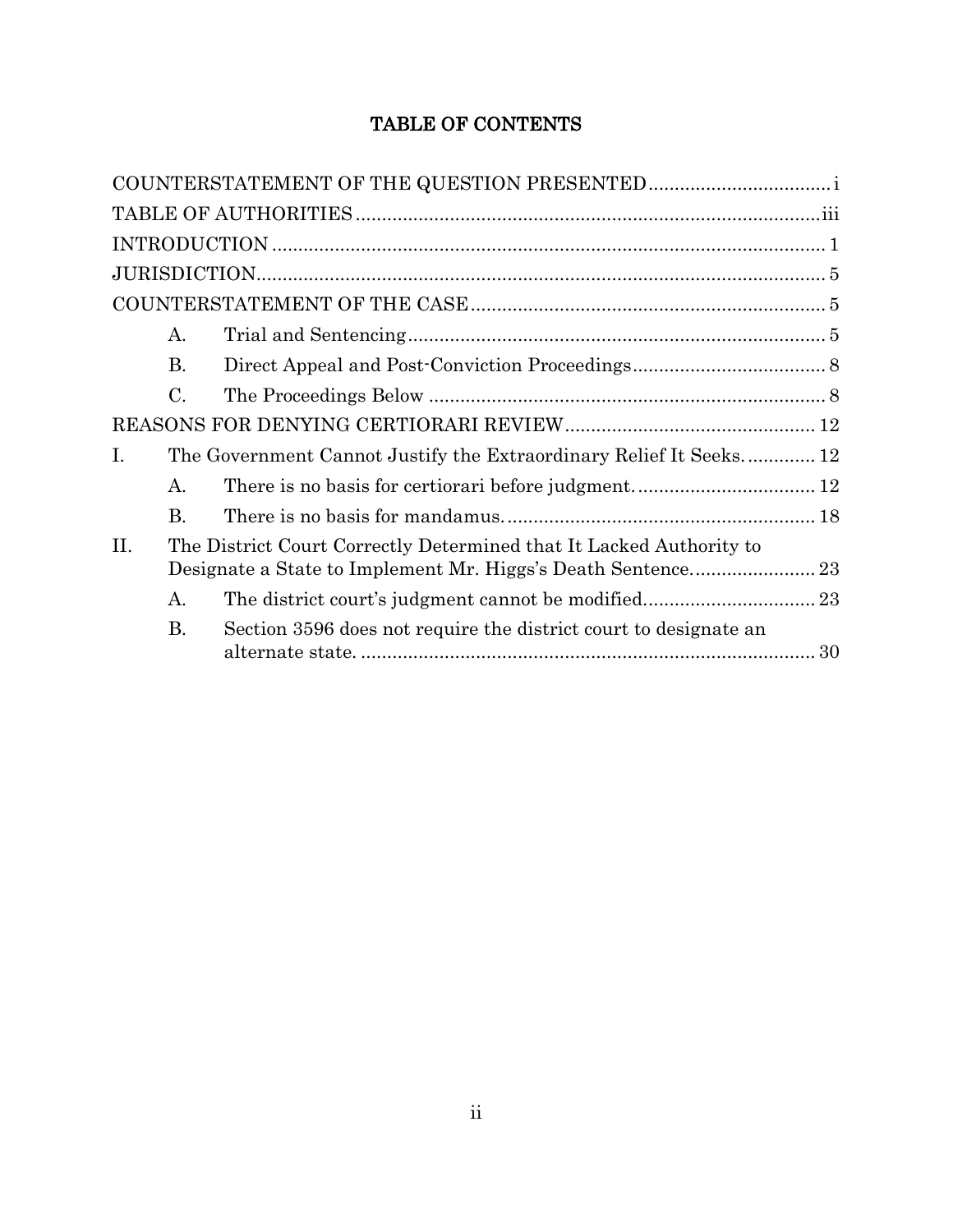# TABLE OF CONTENTS

COUNTERSTATEMENT OF THE QUESTION PRESENTED .................................. i

TABLE OF AUTHORITIES ........................................................................................ iii

INTRODUCTION ......................................................................................................... 1

JURISDICTION ............................................................................................................ 5

COUNTERSTATEMENT OF THE CASE .................................................................... 5

- A. Trial and Sentencing ............................................................................... 5
- B. Direct Appeal and Post-Conviction Proceedings ..................................... 8
- C. The Proceedings Below ........................................................................... 8

REASONS FOR DENYING CERTIORARI REVIEW ............................................... 12

I. The Government Cannot Justify the Extraordinary Relief It Seeks. ............ 12

- A. There is no basis for certiorari before judgment. .................................. 12
- B. There is no basis for mandamus. .......................................................... 18

II. The District Court Correctly Determined that It Lacked Authority to Designate a State to Implement Mr. Higgs's Death Sentence. ....................... 23

- A. The district court's judgment cannot be modified. ................................ 23
- B. Section 3596 does not require the district court to designate an alternate state. ....................................................................................... 30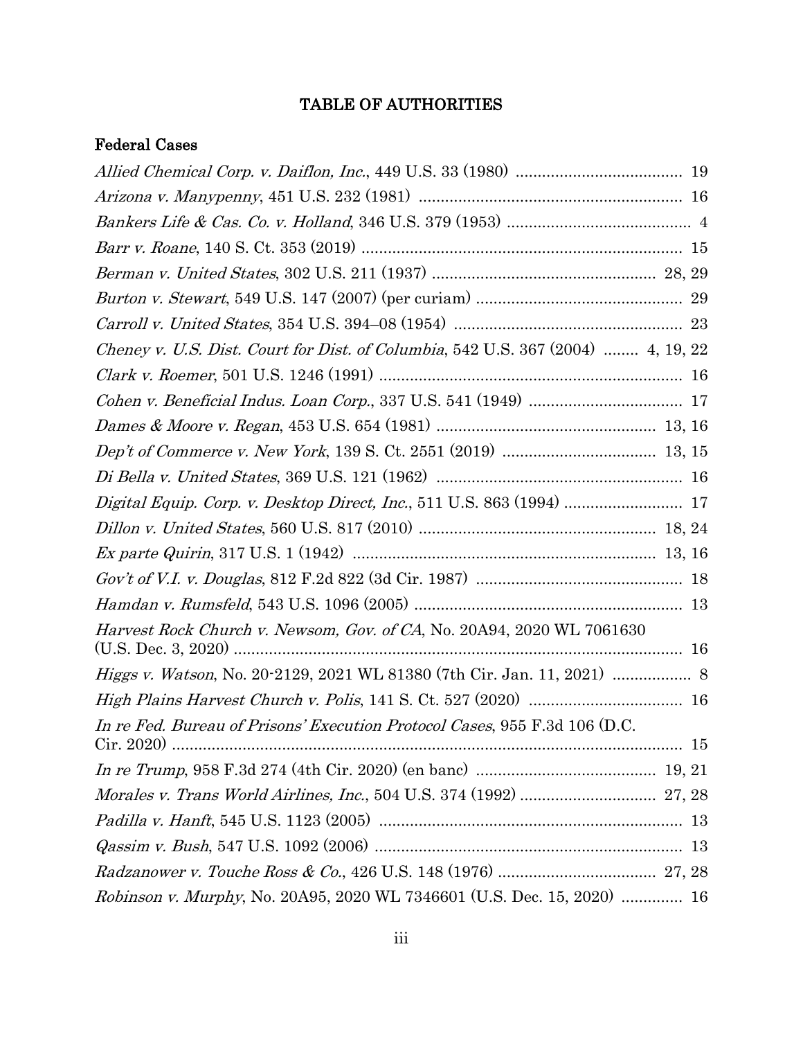# TABLE OF AUTHORITIES

## Federal Cases

*Allied Chemical Corp. v. Daiflon, Inc.*, 449 U.S. 33 (1980) .................................... 19

*Arizona v. Manypenny*, 451 U.S. 232 (1981) .......................................................... 16

*Bankers Life & Cas. Co. v. Holland*, 346 U.S. 379 (1953) ......................................... 4

*Barr v. Roane*, 140 S. Ct. 353 (2019) ....................................................................... 15

*Berman v. United States*, 302 U.S. 211 (1937) .................................................. 28, 29

*Burton v. Stewart*, 549 U.S. 147 (2007) (per curiam) ............................................. 29

*Carroll v. United States*, 354 U.S. 394–08 (1954) .................................................. 23

*Cheney v. U.S. Dist. Court for Dist. of Columbia*, 542 U.S. 367 (2004) ........ 4, 19, 22

*Clark v. Roemer*, 501 U.S. 1246 (1991) ................................................................... 16

*Cohen v. Beneficial Indus. Loan Corp.*, 337 U.S. 541 (1949) .................................. 17

*Dames & Moore v. Regan*, 453 U.S. 654 (1981) ................................................ 13, 16

*Dep't of Commerce v. New York*, 139 S. Ct. 2551 (2019) .................................. 13, 15

*Di Bella v. United States*, 369 U.S. 121 (1962) ....................................................... 16

*Digital Equip. Corp. v. Desktop Direct, Inc.*, 511 U.S. 863 (1994) .......................... 17

*Dillon v. United States*, 560 U.S. 817 (2010) ..................................................... 18, 24

*Ex parte Quirin*, 317 U.S. 1 (1942) ................................................................... 13, 16

*Gov't of V.I. v. Douglas*, 812 F.2d 822 (3d Cir. 1987) ............................................. 18

*Hamdan v. Rumsfeld*, 543 U.S. 1096 (2005) ............................................................ 13

*Harvest Rock Church v. Newsom, Gov. of CA*, No. 20A94, 2020 WL 7061630 (U.S. Dec. 3, 2020) ....................................................................................................... 16

*Higgs v. Watson*, No. 20-2129, 2021 WL 81380 (7th Cir. Jan. 11, 2021) ................. 8

*High Plains Harvest Church v. Polis*, 141 S. Ct. 527 (2020) .................................. 16

*In re Fed. Bureau of Prisons' Execution Protocol Cases*, 955 F.3d 106 (D.C. Cir. 2020) ................................................................................................................ 15

*In re Trump*, 958 F.3d 274 (4th Cir. 2020) (en banc) ........................................ 19, 21

*Morales v. Trans World Airlines, Inc.*, 504 U.S. 374 (1992) .............................. 27, 28

*Padilla v. Hanft*, 545 U.S. 1123 (2005) .................................................................... 13

*Qassim v. Bush*, 547 U.S. 1092 (2006) ..................................................................... 13

*Radzanower v. Touche Ross & Co.*, 426 U.S. 148 (1976) ................................... 27, 28

*Robinson v. Murphy*, No. 20A95, 2020 WL 7346601 (U.S. Dec. 15, 2020) ............. 16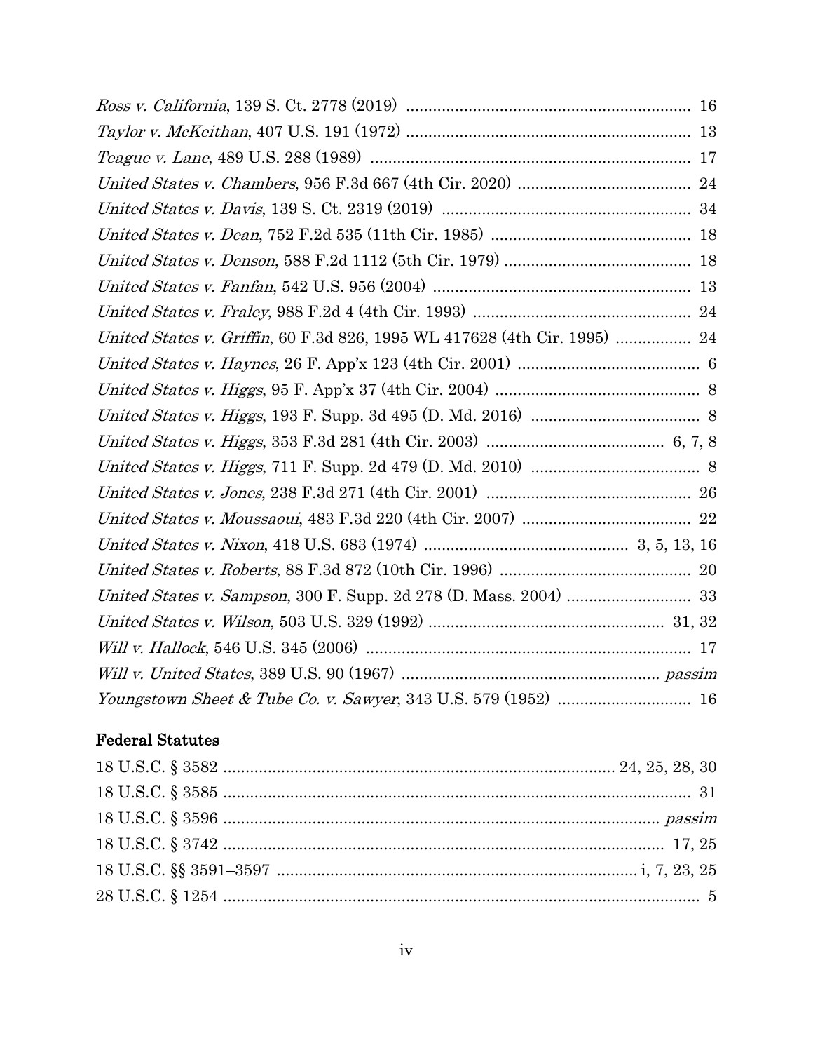*Ross v. California*, 139 S. Ct. 2778 (2019) ............................................................... 16

*Taylor v. McKeithan*, 407 U.S. 191 (1972) ............................................................... 13

*Teague v. Lane*, 489 U.S. 288 (1989) ....................................................................... 17

*United States v. Chambers*, 956 F.3d 667 (4th Cir. 2020) ...................................... 24

*United States v. Davis*, 139 S. Ct. 2319 (2019) ....................................................... 34

*United States v. Dean*, 752 F.2d 535 (11th Cir. 1985) ............................................ 18

*United States v. Denson*, 588 F.2d 1112 (5th Cir. 1979) ......................................... 18

*United States v. Fanfan*, 542 U.S. 956 (2004) ......................................................... 13

*United States v. Fraley*, 988 F.2d 4 (4th Cir. 1993) ............................................... 24

*United States v. Griffin*, 60 F.3d 826, 1995 WL 417628 (4th Cir. 1995) ................ 24

*United States v. Haynes*, 26 F. App'x 123 (4th Cir. 2001) ........................................ 6

*United States v. Higgs*, 95 F. App'x 37 (4th Cir. 2004) ............................................. 8

*United States v. Higgs*, 193 F. Supp. 3d 495 (D. Md. 2016) ..................................... 8

*United States v. Higgs*, 353 F.3d 281 (4th Cir. 2003) ....................................... 6, 7, 8

*United States v. Higgs*, 711 F. Supp. 2d 479 (D. Md. 2010) ..................................... 8

*United States v. Jones*, 238 F.3d 271 (4th Cir. 2001) ............................................. 26

*United States v. Moussaoui*, 483 F.3d 220 (4th Cir. 2007) ..................................... 22

*United States v. Nixon*, 418 U.S. 683 (1974) ............................................ 3, 5, 13, 16

*United States v. Roberts*, 88 F.3d 872 (10th Cir. 1996) .......................................... 20

*United States v. Sampson*, 300 F. Supp. 2d 278 (D. Mass. 2004) ............................ 33

*United States v. Wilson*, 503 U.S. 329 (1992) ..................................................... 31, 32

*Will v. Hallock*, 546 U.S. 345 (2006) ........................................................................ 17

*Will v. United States*, 389 U.S. 90 (1967) .......................................................... *passim*

*Youngstown Sheet & Tube Co. v. Sawyer*, 343 U.S. 579 (1952) .............................. 16

### Federal Statutes

18 U.S.C. § 3582 ....................................................................................... 24, 25, 28, 30

18 U.S.C. § 3585 ......................................................................................................... 31

18 U.S.C. § 3596 .................................................................................................. *passim*

18 U.S.C. § 3742 .................................................................................................... 17, 25

18 U.S.C. §§ 3591–3597 ................................................................................. i, 7, 23, 25

28 U.S.C. § 1254 ........................................................................................................... 5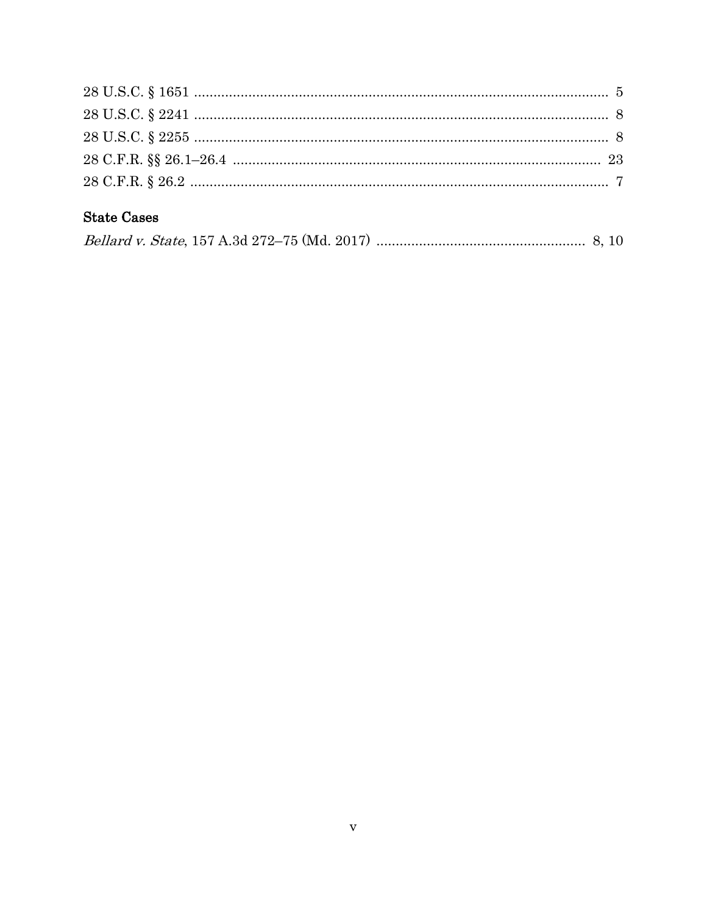28 U.S.C. § 1651 .......................................................................................................... 5
28 U.S.C. § 2241 .......................................................................................................... 8
28 U.S.C. § 2255 .......................................................................................................... 8
28 C.F.R. §§ 26.1–26.4 ............................................................................................... 23
28 C.F.R. § 26.2 ........................................................................................................... 7

**State Cases**

*Bellard v. State*, 157 A.3d 272–75 (Md. 2017) ...................................................... 8, 10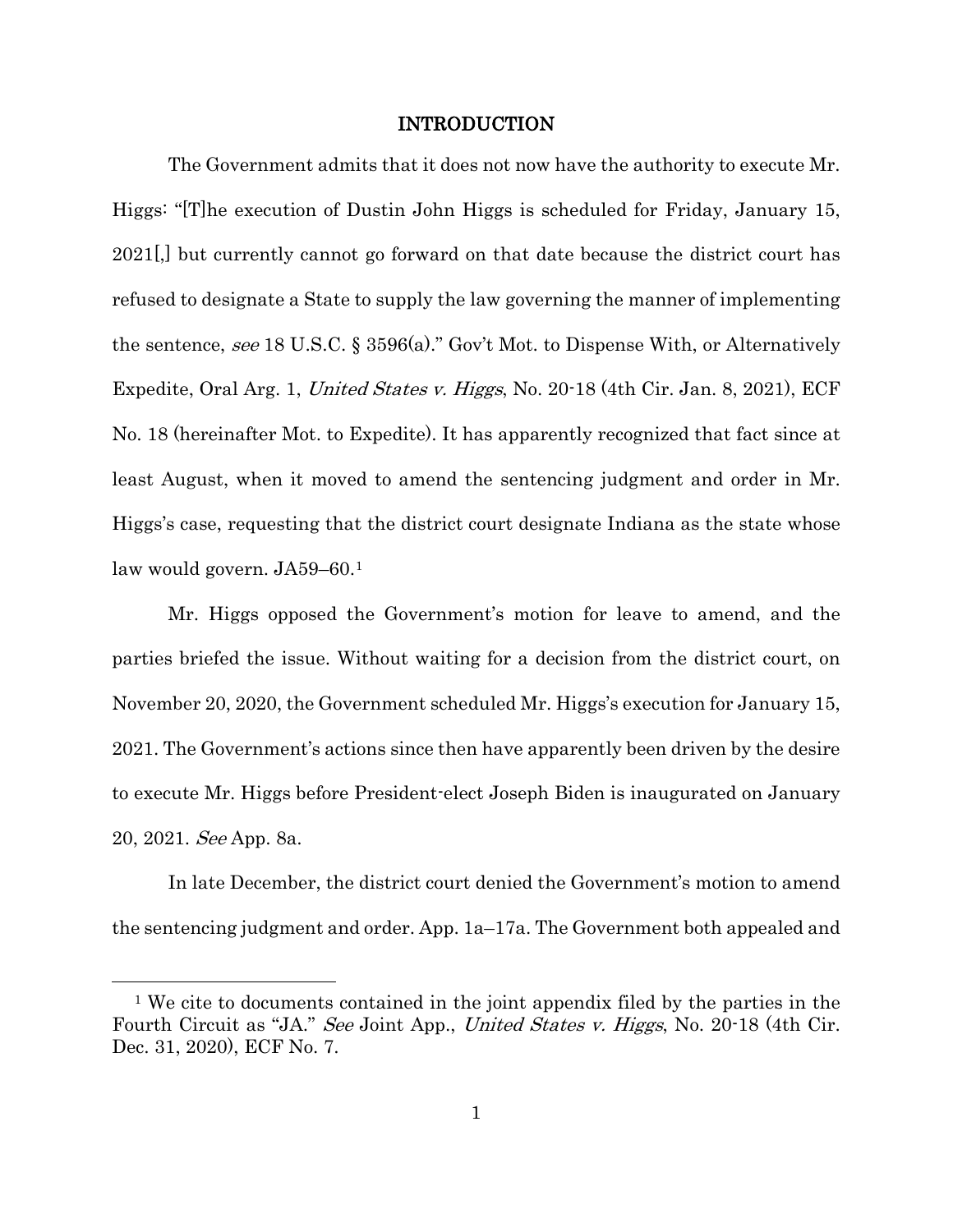# INTRODUCTION

The Government admits that it does not now have the authority to execute Mr. Higgs: "[T]he execution of Dustin John Higgs is scheduled for Friday, January 15, 2021[,] but currently cannot go forward on that date because the district court has refused to designate a State to supply the law governing the manner of implementing the sentence, *see* 18 U.S.C. § 3596(a)." Gov't Mot. to Dispense With, or Alternatively Expedite, Oral Arg. 1, *United States v. Higgs*, No. 20-18 (4th Cir. Jan. 8, 2021), ECF No. 18 (hereinafter Mot. to Expedite). It has apparently recognized that fact since at least August, when it moved to amend the sentencing judgment and order in Mr. Higgs's case, requesting that the district court designate Indiana as the state whose law would govern. JA59–60.[1]

Mr. Higgs opposed the Government's motion for leave to amend, and the parties briefed the issue. Without waiting for a decision from the district court, on November 20, 2020, the Government scheduled Mr. Higgs's execution for January 15, 2021. The Government's actions since then have apparently been driven by the desire to execute Mr. Higgs before President-elect Joseph Biden is inaugurated on January 20, 2021. *See* App. 8a.

In late December, the district court denied the Government's motion to amend the sentencing judgment and order. App. 1a–17a. The Government both appealed and

[1] We cite to documents contained in the joint appendix filed by the parties in the Fourth Circuit as "JA." *See* Joint App., *United States v. Higgs*, No. 20-18 (4th Cir. Dec. 31, 2020), ECF No. 7.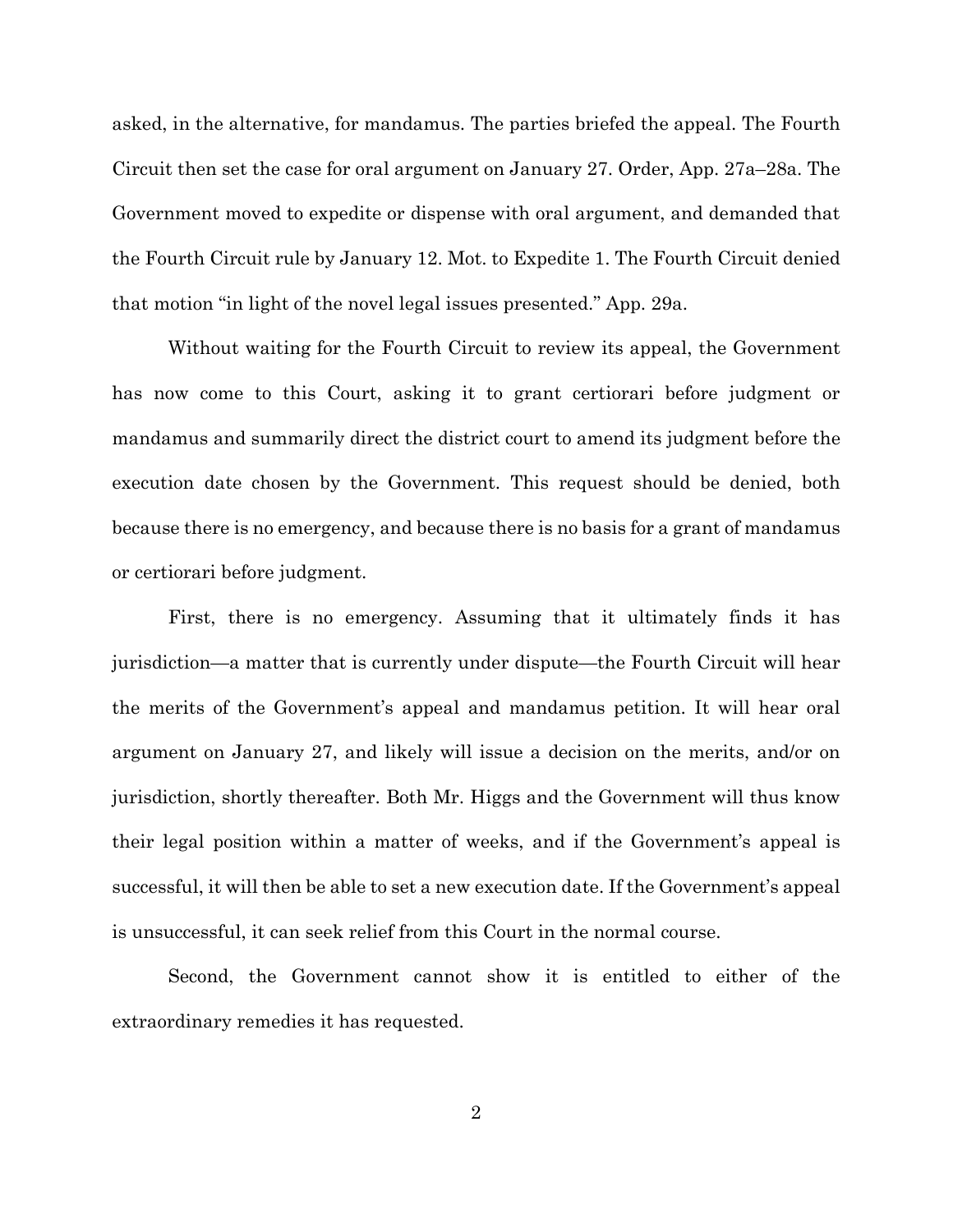asked, in the alternative, for mandamus. The parties briefed the appeal. The Fourth Circuit then set the case for oral argument on January 27. Order, App. 27a–28a. The Government moved to expedite or dispense with oral argument, and demanded that the Fourth Circuit rule by January 12. Mot. to Expedite 1. The Fourth Circuit denied that motion "in light of the novel legal issues presented." App. 29a.

Without waiting for the Fourth Circuit to review its appeal, the Government has now come to this Court, asking it to grant certiorari before judgment or mandamus and summarily direct the district court to amend its judgment before the execution date chosen by the Government. This request should be denied, both because there is no emergency, and because there is no basis for a grant of mandamus or certiorari before judgment.

First, there is no emergency. Assuming that it ultimately finds it has jurisdiction—a matter that is currently under dispute—the Fourth Circuit will hear the merits of the Government's appeal and mandamus petition. It will hear oral argument on January 27, and likely will issue a decision on the merits, and/or on jurisdiction, shortly thereafter. Both Mr. Higgs and the Government will thus know their legal position within a matter of weeks, and if the Government's appeal is successful, it will then be able to set a new execution date. If the Government's appeal is unsuccessful, it can seek relief from this Court in the normal course.

Second, the Government cannot show it is entitled to either of the extraordinary remedies it has requested.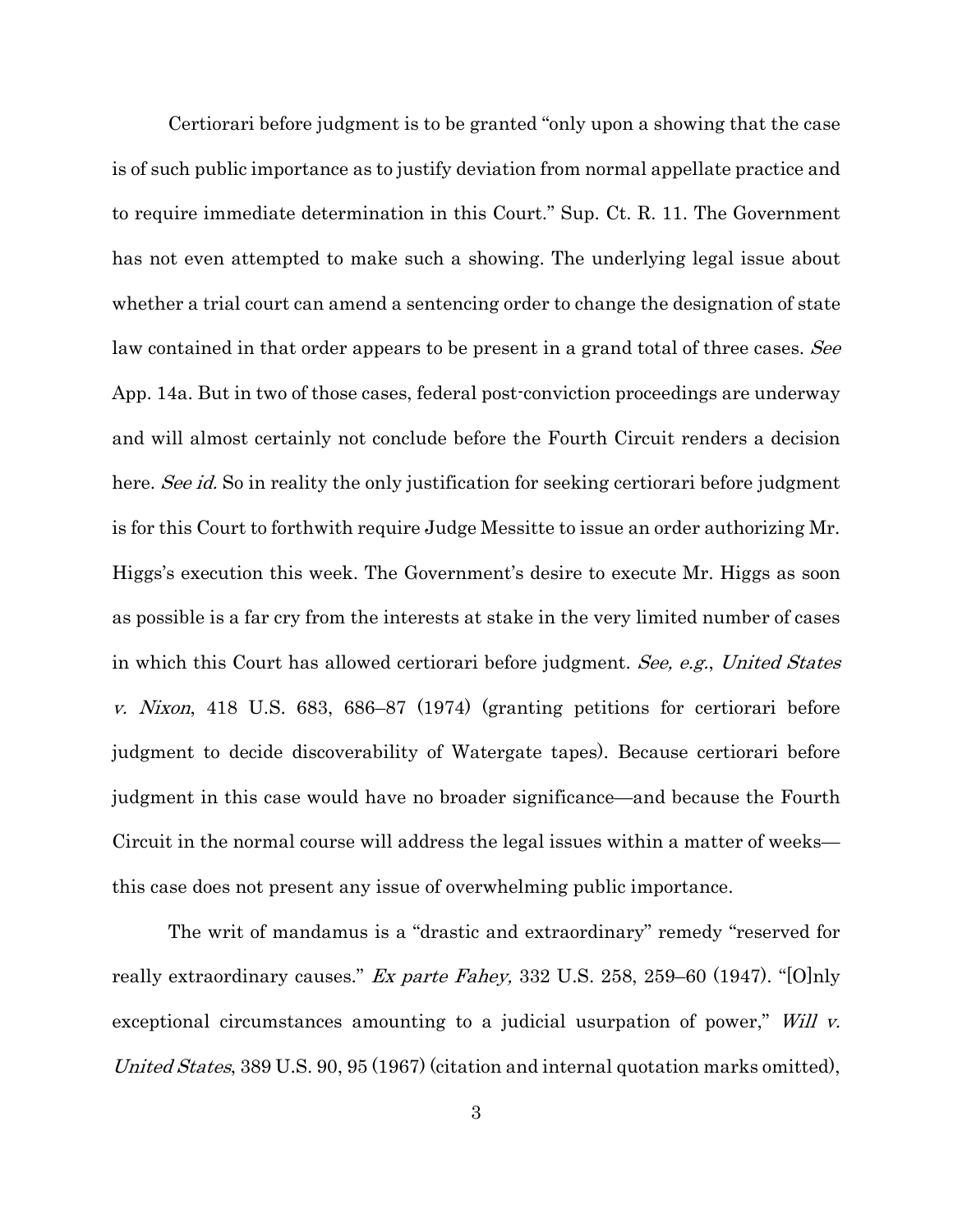Certiorari before judgment is to be granted "only upon a showing that the case is of such public importance as to justify deviation from normal appellate practice and to require immediate determination in this Court." Sup. Ct. R. 11. The Government has not even attempted to make such a showing. The underlying legal issue about whether a trial court can amend a sentencing order to change the designation of state law contained in that order appears to be present in a grand total of three cases. *See* App. 14a. But in two of those cases, federal post-conviction proceedings are underway and will almost certainly not conclude before the Fourth Circuit renders a decision here. *See id.* So in reality the only justification for seeking certiorari before judgment is for this Court to forthwith require Judge Messitte to issue an order authorizing Mr. Higgs's execution this week. The Government's desire to execute Mr. Higgs as soon as possible is a far cry from the interests at stake in the very limited number of cases in which this Court has allowed certiorari before judgment. *See, e.g.*, *United States v. Nixon*, 418 U.S. 683, 686–87 (1974) (granting petitions for certiorari before judgment to decide discoverability of Watergate tapes). Because certiorari before judgment in this case would have no broader significance—and because the Fourth Circuit in the normal course will address the legal issues within a matter of weeks—this case does not present any issue of overwhelming public importance.

The writ of mandamus is a "drastic and extraordinary" remedy "reserved for really extraordinary causes." *Ex parte Fahey,* 332 U.S. 258, 259–60 (1947). "[O]nly exceptional circumstances amounting to a judicial usurpation of power," *Will v. United States*, 389 U.S. 90, 95 (1967) (citation and internal quotation marks omitted),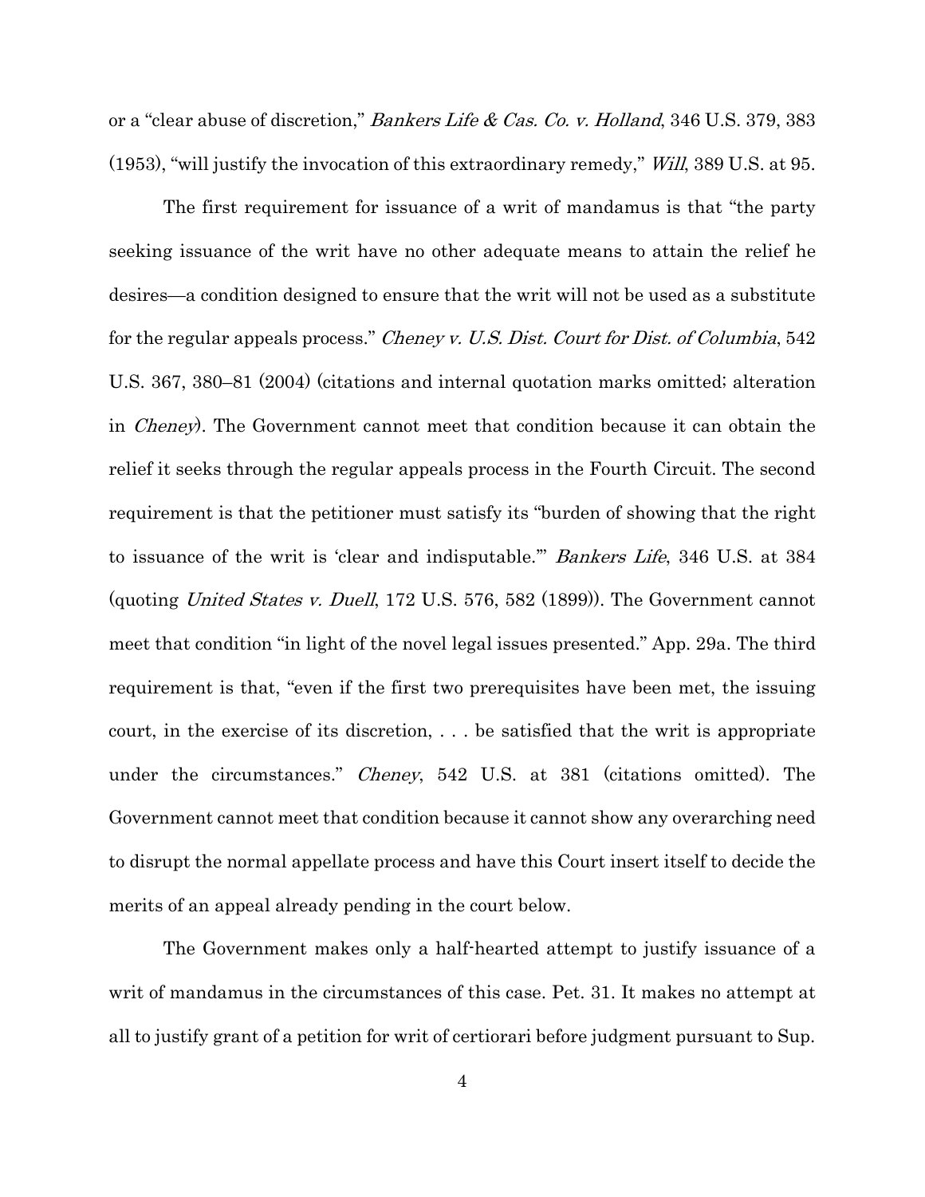or a "clear abuse of discretion," *Bankers Life & Cas. Co. v. Holland*, 346 U.S. 379, 383 (1953), "will justify the invocation of this extraordinary remedy," *Will*, 389 U.S. at 95.

The first requirement for issuance of a writ of mandamus is that "the party seeking issuance of the writ have no other adequate means to attain the relief he desires—a condition designed to ensure that the writ will not be used as a substitute for the regular appeals process." *Cheney v. U.S. Dist. Court for Dist. of Columbia*, 542 U.S. 367, 380–81 (2004) (citations and internal quotation marks omitted; alteration in *Cheney*). The Government cannot meet that condition because it can obtain the relief it seeks through the regular appeals process in the Fourth Circuit. The second requirement is that the petitioner must satisfy its "burden of showing that the right to issuance of the writ is 'clear and indisputable.'" *Bankers Life*, 346 U.S. at 384 (quoting *United States v. Duell*, 172 U.S. 576, 582 (1899)). The Government cannot meet that condition "in light of the novel legal issues presented." App. 29a. The third requirement is that, "even if the first two prerequisites have been met, the issuing court, in the exercise of its discretion, . . . be satisfied that the writ is appropriate under the circumstances." *Cheney*, 542 U.S. at 381 (citations omitted). The Government cannot meet that condition because it cannot show any overarching need to disrupt the normal appellate process and have this Court insert itself to decide the merits of an appeal already pending in the court below.

The Government makes only a half-hearted attempt to justify issuance of a writ of mandamus in the circumstances of this case. Pet. 31. It makes no attempt at all to justify grant of a petition for writ of certiorari before judgment pursuant to Sup.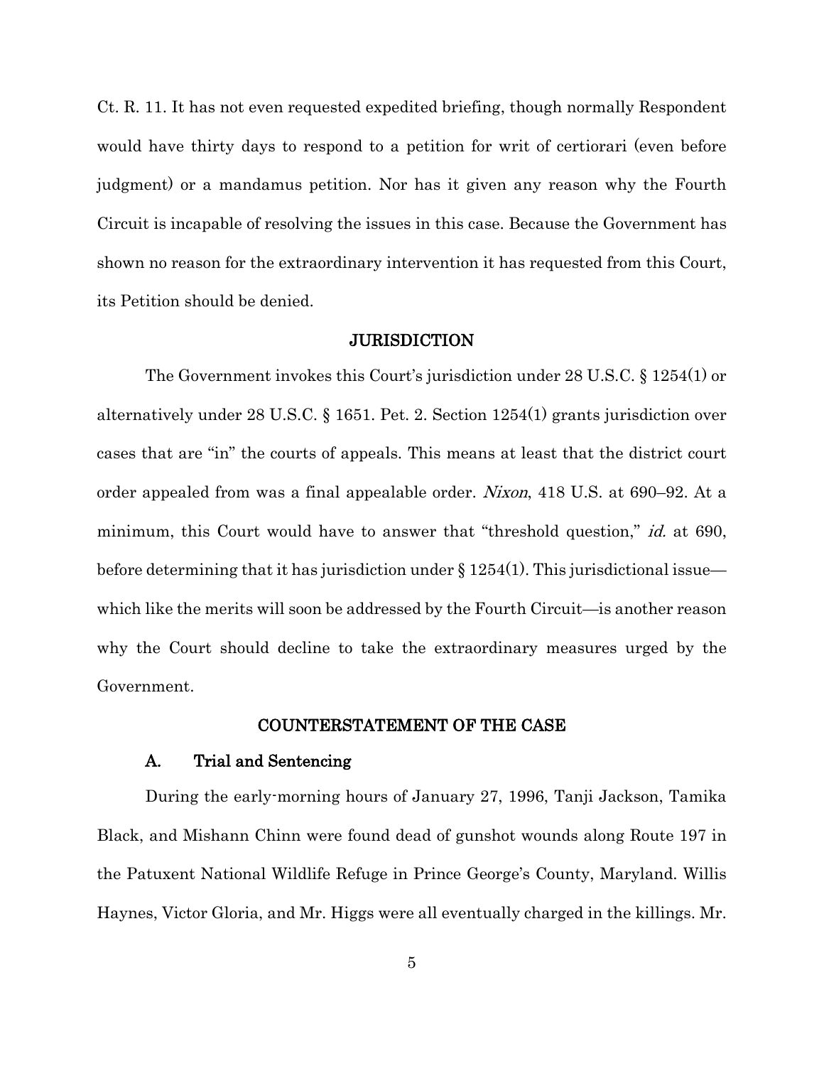Ct. R. 11. It has not even requested expedited briefing, though normally Respondent would have thirty days to respond to a petition for writ of certiorari (even before judgment) or a mandamus petition. Nor has it given any reason why the Fourth Circuit is incapable of resolving the issues in this case. Because the Government has shown no reason for the extraordinary intervention it has requested from this Court, its Petition should be denied.

## JURISDICTION

The Government invokes this Court's jurisdiction under 28 U.S.C. § 1254(1) or alternatively under 28 U.S.C. § 1651. Pet. 2. Section 1254(1) grants jurisdiction over cases that are "in" the courts of appeals. This means at least that the district court order appealed from was a final appealable order. *Nixon*, 418 U.S. at 690–92. At a minimum, this Court would have to answer that "threshold question," *id.* at 690, before determining that it has jurisdiction under § 1254(1). This jurisdictional issue—which like the merits will soon be addressed by the Fourth Circuit—is another reason why the Court should decline to take the extraordinary measures urged by the Government.

## COUNTERSTATEMENT OF THE CASE

### A. Trial and Sentencing

During the early-morning hours of January 27, 1996, Tanji Jackson, Tamika Black, and Mishann Chinn were found dead of gunshot wounds along Route 197 in the Patuxent National Wildlife Refuge in Prince George's County, Maryland. Willis Haynes, Victor Gloria, and Mr. Higgs were all eventually charged in the killings. Mr.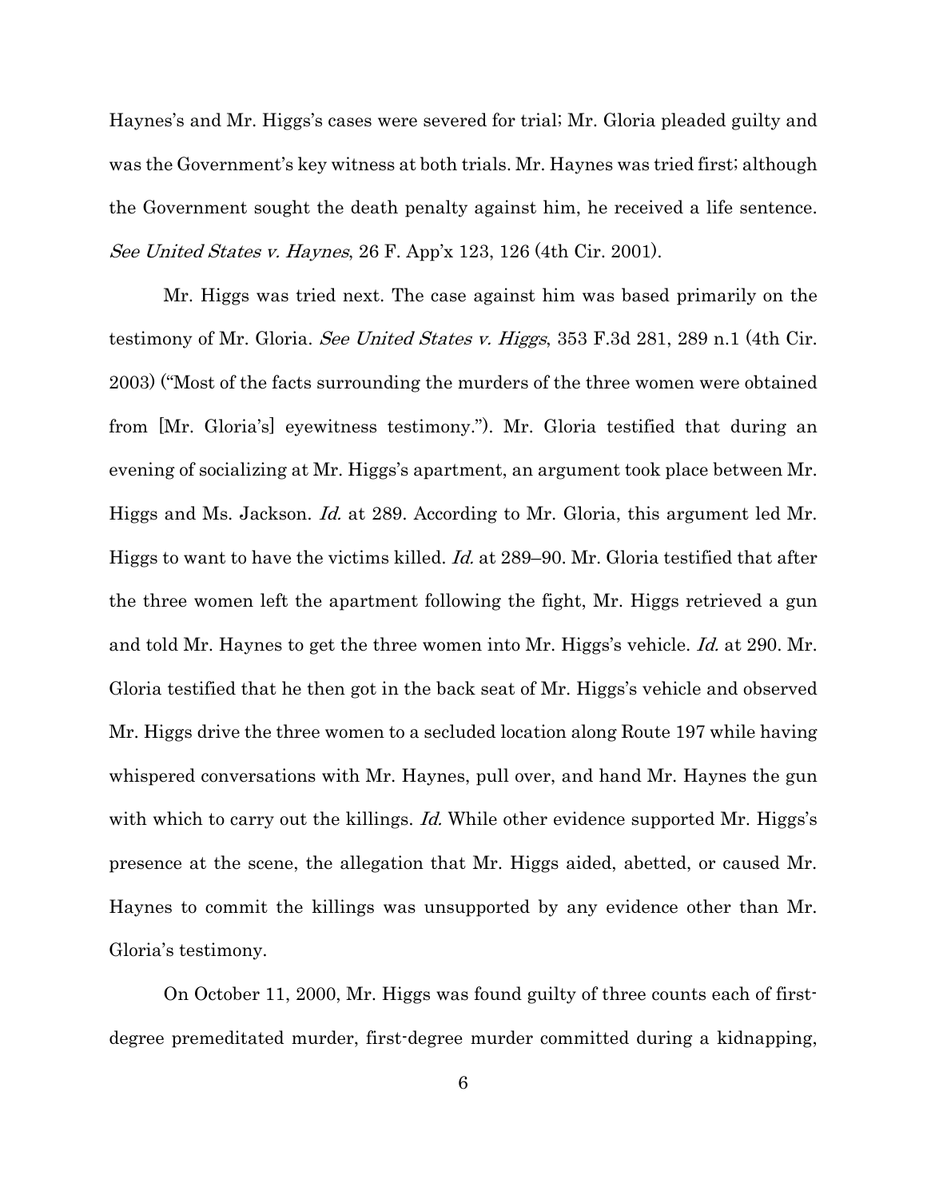Haynes's and Mr. Higgs's cases were severed for trial; Mr. Gloria pleaded guilty and was the Government's key witness at both trials. Mr. Haynes was tried first; although the Government sought the death penalty against him, he received a life sentence. *See United States v. Haynes*, 26 F. App'x 123, 126 (4th Cir. 2001).

Mr. Higgs was tried next. The case against him was based primarily on the testimony of Mr. Gloria. *See United States v. Higgs*, 353 F.3d 281, 289 n.1 (4th Cir. 2003) ("Most of the facts surrounding the murders of the three women were obtained from [Mr. Gloria's] eyewitness testimony."). Mr. Gloria testified that during an evening of socializing at Mr. Higgs's apartment, an argument took place between Mr. Higgs and Ms. Jackson. *Id.* at 289. According to Mr. Gloria, this argument led Mr. Higgs to want to have the victims killed. *Id.* at 289–90. Mr. Gloria testified that after the three women left the apartment following the fight, Mr. Higgs retrieved a gun and told Mr. Haynes to get the three women into Mr. Higgs's vehicle. *Id.* at 290. Mr. Gloria testified that he then got in the back seat of Mr. Higgs's vehicle and observed Mr. Higgs drive the three women to a secluded location along Route 197 while having whispered conversations with Mr. Haynes, pull over, and hand Mr. Haynes the gun with which to carry out the killings. *Id.* While other evidence supported Mr. Higgs's presence at the scene, the allegation that Mr. Higgs aided, abetted, or caused Mr. Haynes to commit the killings was unsupported by any evidence other than Mr. Gloria's testimony.

On October 11, 2000, Mr. Higgs was found guilty of three counts each of first-degree premeditated murder, first-degree murder committed during a kidnapping,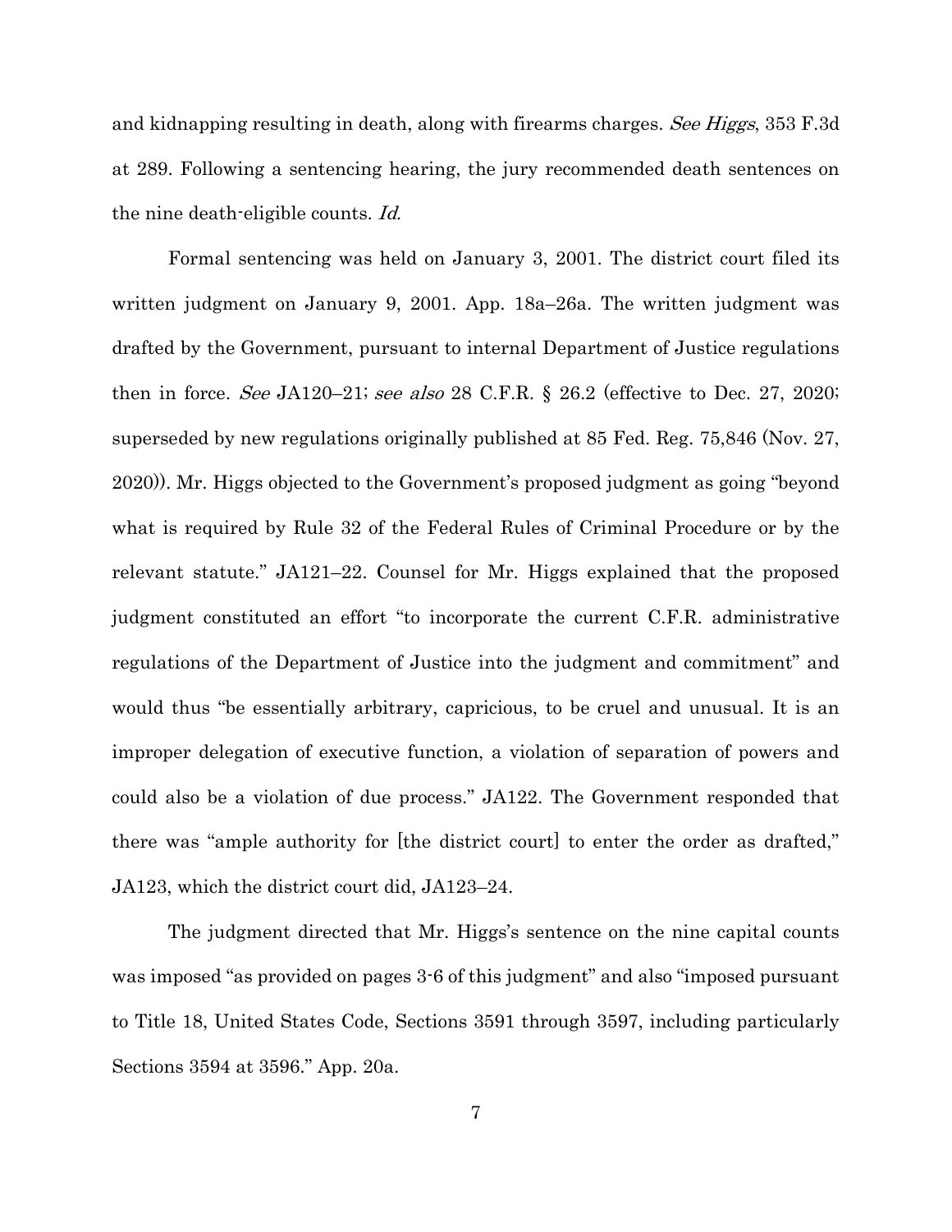and kidnapping resulting in death, along with firearms charges. *See Higgs*, 353 F.3d at 289. Following a sentencing hearing, the jury recommended death sentences on the nine death-eligible counts. *Id.*

Formal sentencing was held on January 3, 2001. The district court filed its written judgment on January 9, 2001. App. 18a–26a. The written judgment was drafted by the Government, pursuant to internal Department of Justice regulations then in force. *See* JA120–21; *see also* 28 C.F.R. § 26.2 (effective to Dec. 27, 2020; superseded by new regulations originally published at 85 Fed. Reg. 75,846 (Nov. 27, 2020)). Mr. Higgs objected to the Government's proposed judgment as going "beyond what is required by Rule 32 of the Federal Rules of Criminal Procedure or by the relevant statute." JA121–22. Counsel for Mr. Higgs explained that the proposed judgment constituted an effort "to incorporate the current C.F.R. administrative regulations of the Department of Justice into the judgment and commitment" and would thus "be essentially arbitrary, capricious, to be cruel and unusual. It is an improper delegation of executive function, a violation of separation of powers and could also be a violation of due process." JA122. The Government responded that there was "ample authority for [the district court] to enter the order as drafted," JA123, which the district court did, JA123–24.

The judgment directed that Mr. Higgs's sentence on the nine capital counts was imposed "as provided on pages 3-6 of this judgment" and also "imposed pursuant to Title 18, United States Code, Sections 3591 through 3597, including particularly Sections 3594 at 3596." App. 20a.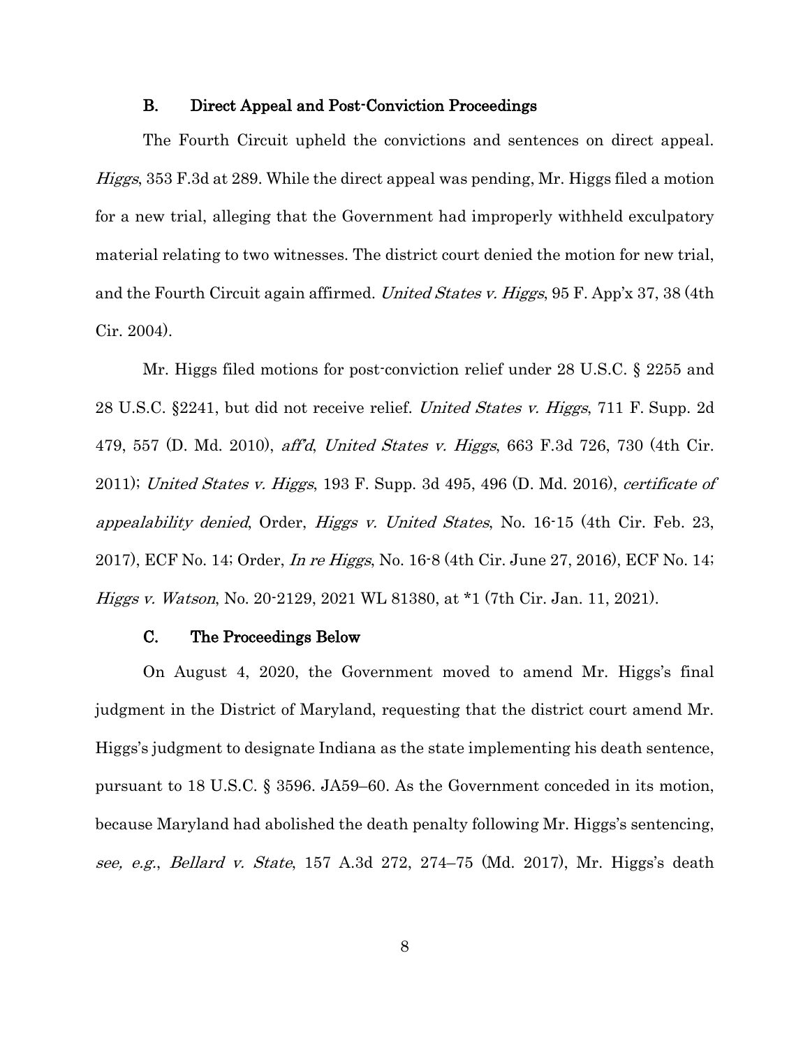### B. Direct Appeal and Post-Conviction Proceedings

The Fourth Circuit upheld the convictions and sentences on direct appeal. *Higgs*, 353 F.3d at 289. While the direct appeal was pending, Mr. Higgs filed a motion for a new trial, alleging that the Government had improperly withheld exculpatory material relating to two witnesses. The district court denied the motion for new trial, and the Fourth Circuit again affirmed. *United States v. Higgs*, 95 F. App'x 37, 38 (4th Cir. 2004).

Mr. Higgs filed motions for post-conviction relief under 28 U.S.C. § 2255 and 28 U.S.C. §2241, but did not receive relief. *United States v. Higgs*, 711 F. Supp. 2d 479, 557 (D. Md. 2010), *aff'd*, *United States v. Higgs*, 663 F.3d 726, 730 (4th Cir. 2011); *United States v. Higgs*, 193 F. Supp. 3d 495, 496 (D. Md. 2016), *certificate of appealability denied*, Order, *Higgs v. United States*, No. 16-15 (4th Cir. Feb. 23, 2017), ECF No. 14; Order, *In re Higgs*, No. 16-8 (4th Cir. June 27, 2016), ECF No. 14; *Higgs v. Watson*, No. 20-2129, 2021 WL 81380, at *1 (7th Cir. Jan. 11, 2021).

### C. The Proceedings Below

On August 4, 2020, the Government moved to amend Mr. Higgs's final judgment in the District of Maryland, requesting that the district court amend Mr. Higgs's judgment to designate Indiana as the state implementing his death sentence, pursuant to 18 U.S.C. § 3596. JA59–60. As the Government conceded in its motion, because Maryland had abolished the death penalty following Mr. Higgs's sentencing, *see, e.g.*, *Bellard v. State*, 157 A.3d 272, 274–75 (Md. 2017), Mr. Higgs's death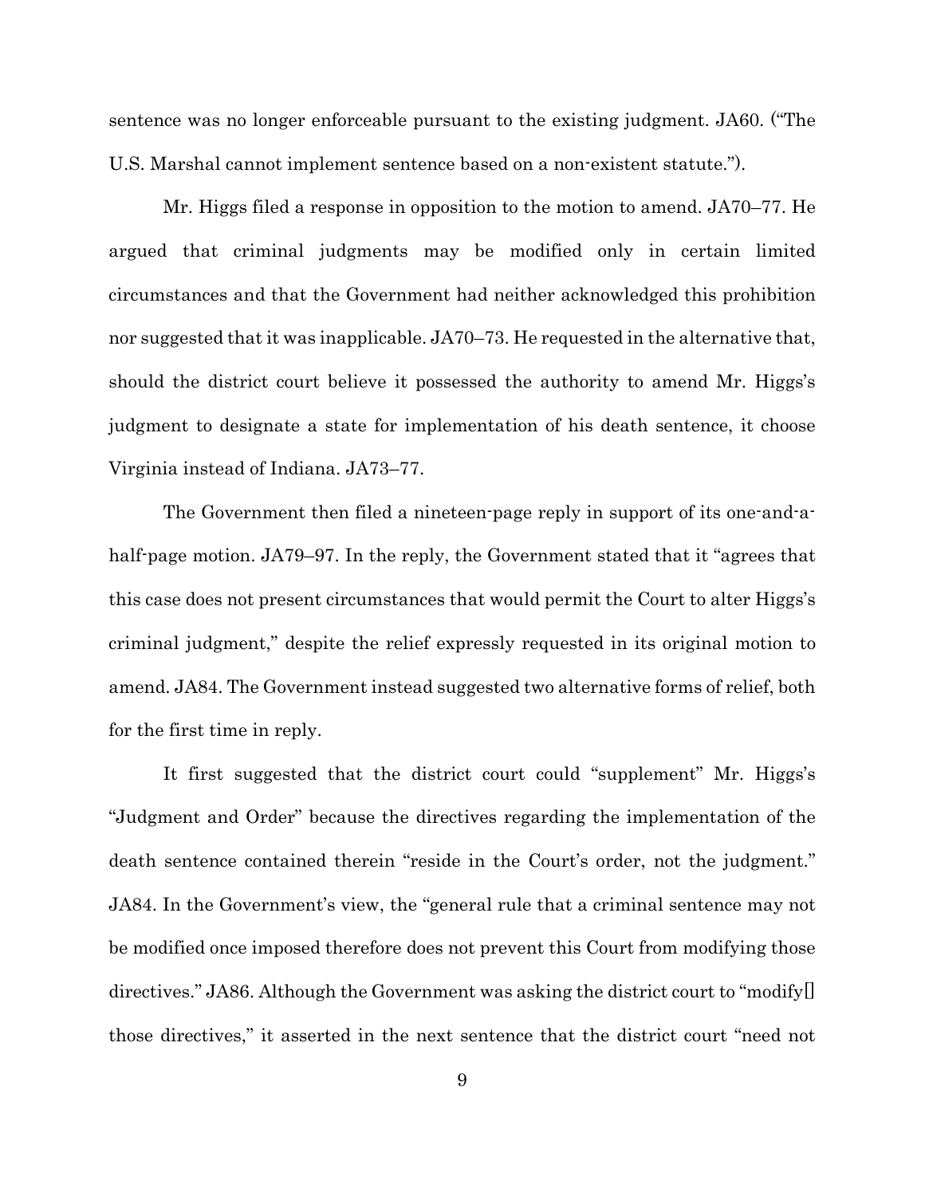sentence was no longer enforceable pursuant to the existing judgment. JA60. ("The U.S. Marshal cannot implement sentence based on a non-existent statute.").

Mr. Higgs filed a response in opposition to the motion to amend. JA70–77. He argued that criminal judgments may be modified only in certain limited circumstances and that the Government had neither acknowledged this prohibition nor suggested that it was inapplicable. JA70–73. He requested in the alternative that, should the district court believe it possessed the authority to amend Mr. Higgs's judgment to designate a state for implementation of his death sentence, it choose Virginia instead of Indiana. JA73–77.

The Government then filed a nineteen-page reply in support of its one-and-a-half-page motion. JA79–97. In the reply, the Government stated that it "agrees that this case does not present circumstances that would permit the Court to alter Higgs's criminal judgment," despite the relief expressly requested in its original motion to amend. JA84. The Government instead suggested two alternative forms of relief, both for the first time in reply.

It first suggested that the district court could "supplement" Mr. Higgs's "Judgment and Order" because the directives regarding the implementation of the death sentence contained therein "reside in the Court's order, not the judgment." JA84. In the Government's view, the "general rule that a criminal sentence may not be modified once imposed therefore does not prevent this Court from modifying those directives." JA86. Although the Government was asking the district court to "modify[] those directives," it asserted in the next sentence that the district court "need not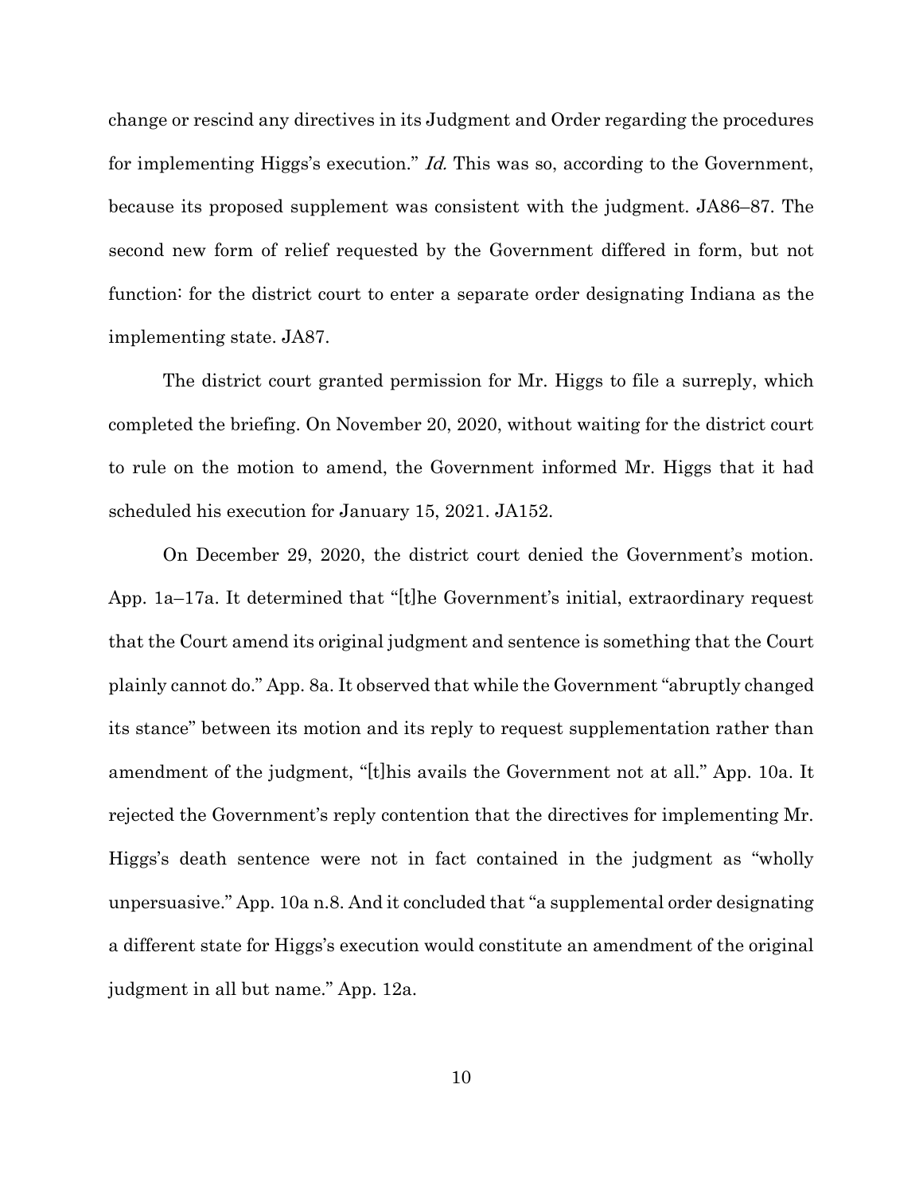change or rescind any directives in its Judgment and Order regarding the procedures for implementing Higgs's execution." *Id.* This was so, according to the Government, because its proposed supplement was consistent with the judgment. JA86–87. The second new form of relief requested by the Government differed in form, but not function: for the district court to enter a separate order designating Indiana as the implementing state. JA87.

The district court granted permission for Mr. Higgs to file a surreply, which completed the briefing. On November 20, 2020, without waiting for the district court to rule on the motion to amend, the Government informed Mr. Higgs that it had scheduled his execution for January 15, 2021. JA152.

On December 29, 2020, the district court denied the Government's motion. App. 1a–17a. It determined that "[t]he Government's initial, extraordinary request that the Court amend its original judgment and sentence is something that the Court plainly cannot do." App. 8a. It observed that while the Government "abruptly changed its stance" between its motion and its reply to request supplementation rather than amendment of the judgment, "[t]his avails the Government not at all." App. 10a. It rejected the Government's reply contention that the directives for implementing Mr. Higgs's death sentence were not in fact contained in the judgment as "wholly unpersuasive." App. 10a n.8. And it concluded that "a supplemental order designating a different state for Higgs's execution would constitute an amendment of the original judgment in all but name." App. 12a.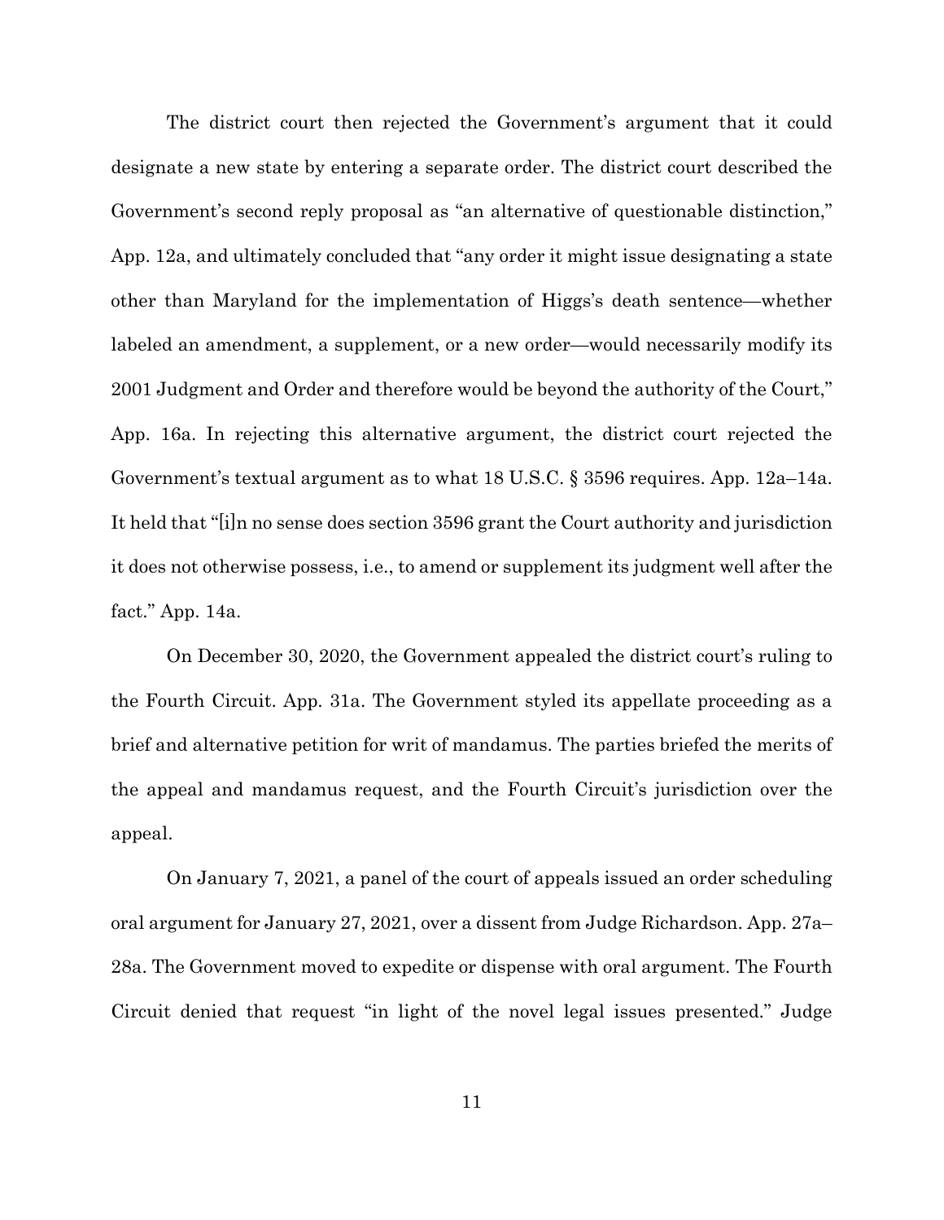The district court then rejected the Government's argument that it could designate a new state by entering a separate order. The district court described the Government's second reply proposal as "an alternative of questionable distinction," App. 12a, and ultimately concluded that "any order it might issue designating a state other than Maryland for the implementation of Higgs's death sentence—whether labeled an amendment, a supplement, or a new order—would necessarily modify its 2001 Judgment and Order and therefore would be beyond the authority of the Court," App. 16a. In rejecting this alternative argument, the district court rejected the Government's textual argument as to what 18 U.S.C. § 3596 requires. App. 12a–14a. It held that "[i]n no sense does section 3596 grant the Court authority and jurisdiction it does not otherwise possess, i.e., to amend or supplement its judgment well after the fact." App. 14a.

On December 30, 2020, the Government appealed the district court's ruling to the Fourth Circuit. App. 31a. The Government styled its appellate proceeding as a brief and alternative petition for writ of mandamus. The parties briefed the merits of the appeal and mandamus request, and the Fourth Circuit's jurisdiction over the appeal.

On January 7, 2021, a panel of the court of appeals issued an order scheduling oral argument for January 27, 2021, over a dissent from Judge Richardson. App. 27a–28a. The Government moved to expedite or dispense with oral argument. The Fourth Circuit denied that request "in light of the novel legal issues presented." Judge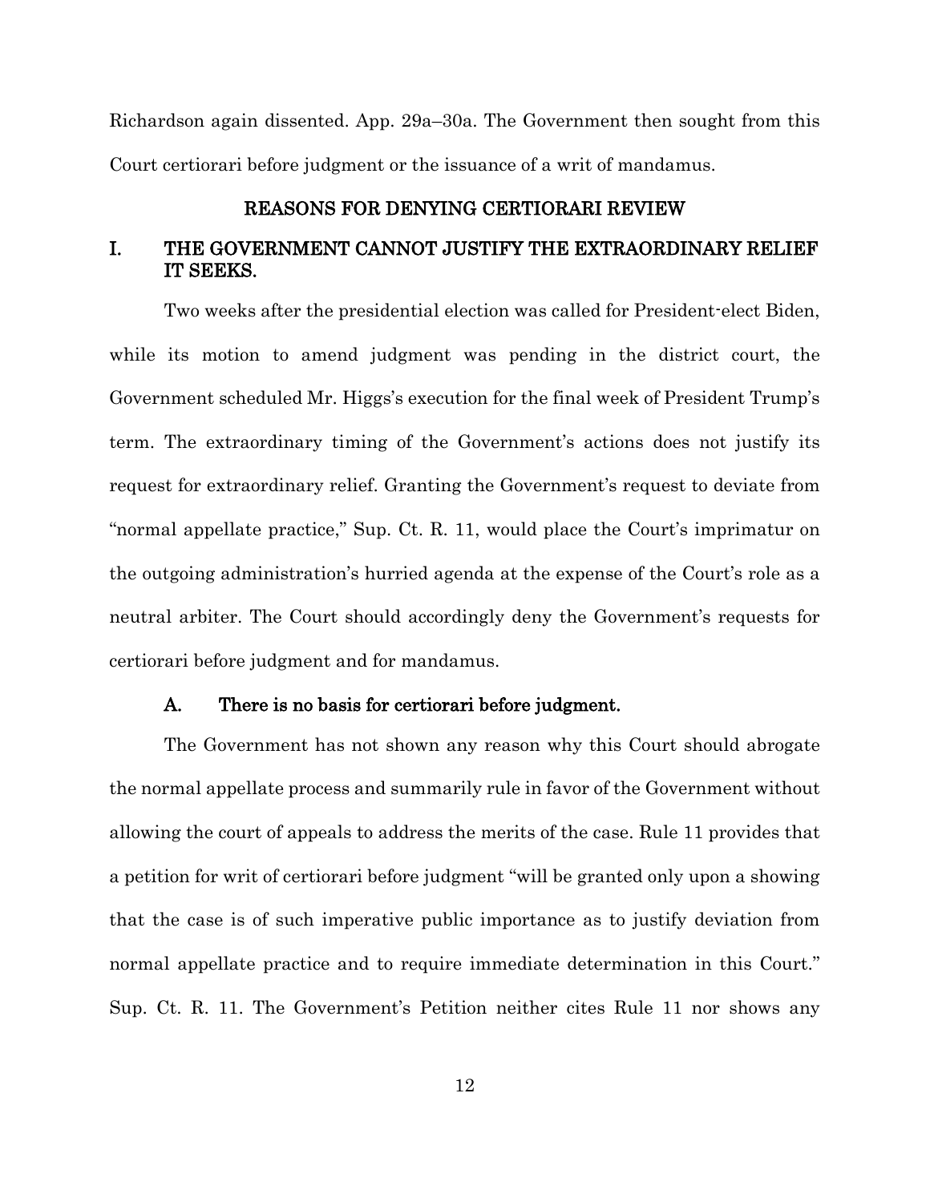Richardson again dissented. App. 29a–30a. The Government then sought from this Court certiorari before judgment or the issuance of a writ of mandamus.

## REASONS FOR DENYING CERTIORARI REVIEW

### I. THE GOVERNMENT CANNOT JUSTIFY THE EXTRAORDINARY RELIEF IT SEEKS.

Two weeks after the presidential election was called for President-elect Biden, while its motion to amend judgment was pending in the district court, the Government scheduled Mr. Higgs's execution for the final week of President Trump's term. The extraordinary timing of the Government's actions does not justify its request for extraordinary relief. Granting the Government's request to deviate from "normal appellate practice," Sup. Ct. R. 11, would place the Court's imprimatur on the outgoing administration's hurried agenda at the expense of the Court's role as a neutral arbiter. The Court should accordingly deny the Government's requests for certiorari before judgment and for mandamus.

#### A. There is no basis for certiorari before judgment.

The Government has not shown any reason why this Court should abrogate the normal appellate process and summarily rule in favor of the Government without allowing the court of appeals to address the merits of the case. Rule 11 provides that a petition for writ of certiorari before judgment "will be granted only upon a showing that the case is of such imperative public importance as to justify deviation from normal appellate practice and to require immediate determination in this Court." Sup. Ct. R. 11. The Government's Petition neither cites Rule 11 nor shows any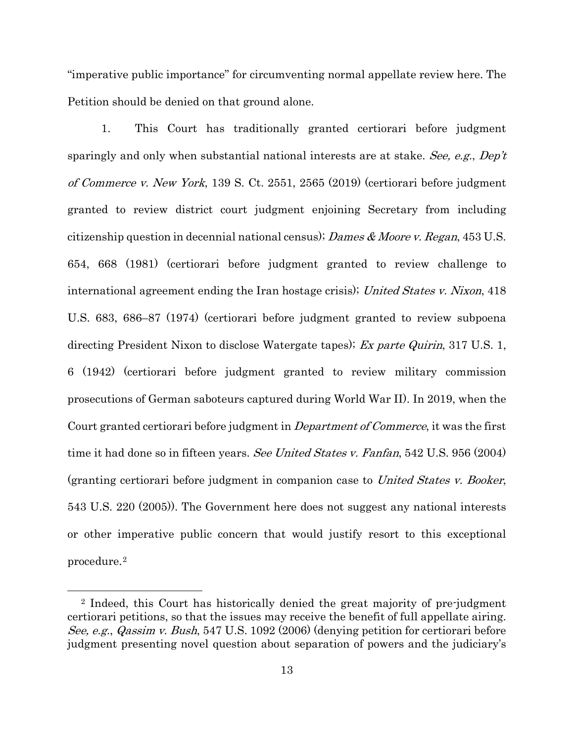"imperative public importance" for circumventing normal appellate review here. The Petition should be denied on that ground alone.

1. This Court has traditionally granted certiorari before judgment sparingly and only when substantial national interests are at stake. *See, e.g.*, *Dep't of Commerce v. New York*, 139 S. Ct. 2551, 2565 (2019) (certiorari before judgment granted to review district court judgment enjoining Secretary from including citizenship question in decennial national census); *Dames & Moore v. Regan*, 453 U.S. 654, 668 (1981) (certiorari before judgment granted to review challenge to international agreement ending the Iran hostage crisis); *United States v. Nixon*, 418 U.S. 683, 686–87 (1974) (certiorari before judgment granted to review subpoena directing President Nixon to disclose Watergate tapes); *Ex parte Quirin*, 317 U.S. 1, 6 (1942) (certiorari before judgment granted to review military commission prosecutions of German saboteurs captured during World War II). In 2019, when the Court granted certiorari before judgment in *Department of Commerce*, it was the first time it had done so in fifteen years. *See United States v. Fanfan*, 542 U.S. 956 (2004) (granting certiorari before judgment in companion case to *United States v. Booker*, 543 U.S. 220 (2005)). The Government here does not suggest any national interests or other imperative public concern that would justify resort to this exceptional procedure.[2]

---

[2] Indeed, this Court has historically denied the great majority of pre-judgment certiorari petitions, so that the issues may receive the benefit of full appellate airing. *See, e.g.*, *Qassim v. Bush*, 547 U.S. 1092 (2006) (denying petition for certiorari before judgment presenting novel question about separation of powers and the judiciary's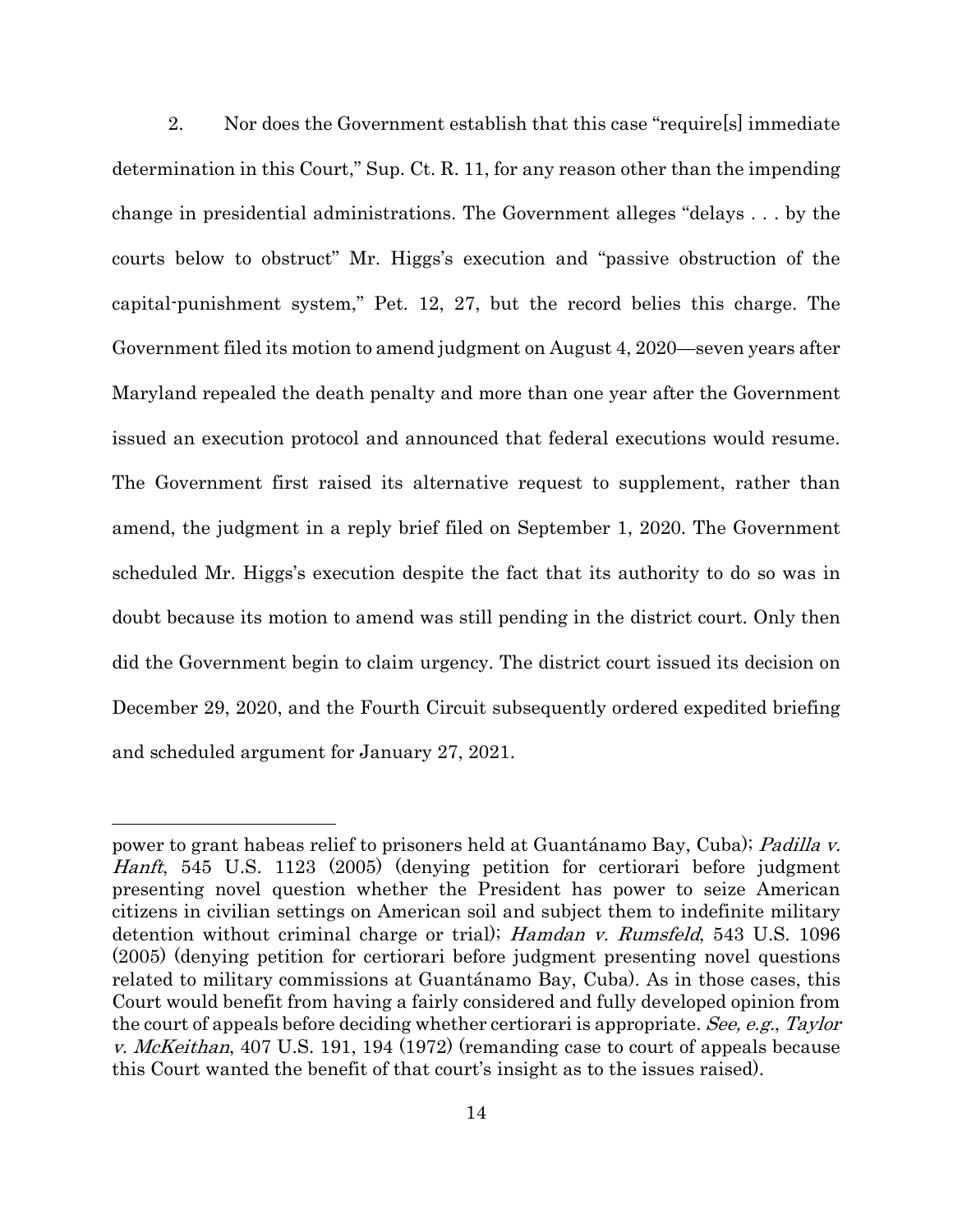2. Nor does the Government establish that this case "require[s] immediate determination in this Court," Sup. Ct. R. 11, for any reason other than the impending change in presidential administrations. The Government alleges "delays . . . by the courts below to obstruct" Mr. Higgs's execution and "passive obstruction of the capital-punishment system," Pet. 12, 27, but the record belies this charge. The Government filed its motion to amend judgment on August 4, 2020—seven years after Maryland repealed the death penalty and more than one year after the Government issued an execution protocol and announced that federal executions would resume. The Government first raised its alternative request to supplement, rather than amend, the judgment in a reply brief filed on September 1, 2020. The Government scheduled Mr. Higgs's execution despite the fact that its authority to do so was in doubt because its motion to amend was still pending in the district court. Only then did the Government begin to claim urgency. The district court issued its decision on December 29, 2020, and the Fourth Circuit subsequently ordered expedited briefing and scheduled argument for January 27, 2021.

---

power to grant habeas relief to prisoners held at Guantánamo Bay, Cuba); *Padilla v. Hanft*, 545 U.S. 1123 (2005) (denying petition for certiorari before judgment presenting novel question whether the President has power to seize American citizens in civilian settings on American soil and subject them to indefinite military detention without criminal charge or trial); *Hamdan v. Rumsfeld*, 543 U.S. 1096 (2005) (denying petition for certiorari before judgment presenting novel questions related to military commissions at Guantánamo Bay, Cuba). As in those cases, this Court would benefit from having a fairly considered and fully developed opinion from the court of appeals before deciding whether certiorari is appropriate. *See, e.g.*, *Taylor v. McKeithan*, 407 U.S. 191, 194 (1972) (remanding case to court of appeals because this Court wanted the benefit of that court's insight as to the issues raised).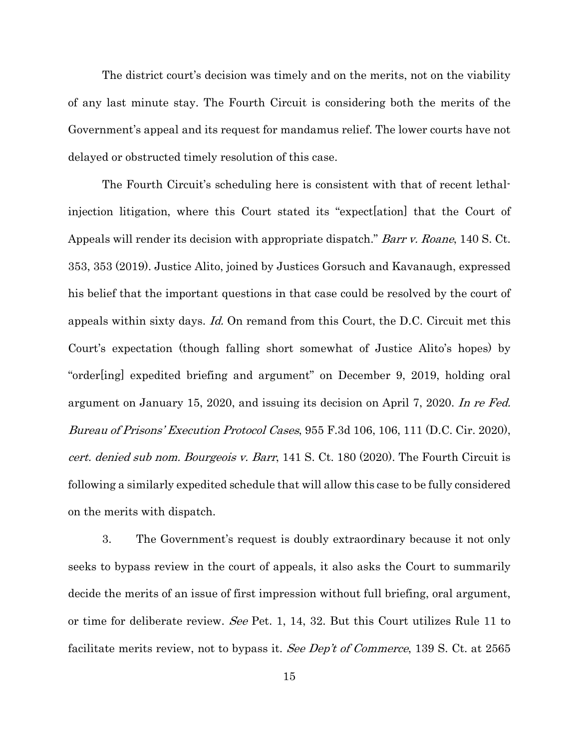The district court's decision was timely and on the merits, not on the viability of any last minute stay. The Fourth Circuit is considering both the merits of the Government's appeal and its request for mandamus relief. The lower courts have not delayed or obstructed timely resolution of this case.

The Fourth Circuit's scheduling here is consistent with that of recent lethal-injection litigation, where this Court stated its "expect[ation] that the Court of Appeals will render its decision with appropriate dispatch." *Barr v. Roane*, 140 S. Ct. 353, 353 (2019). Justice Alito, joined by Justices Gorsuch and Kavanaugh, expressed his belief that the important questions in that case could be resolved by the court of appeals within sixty days. *Id.* On remand from this Court, the D.C. Circuit met this Court's expectation (though falling short somewhat of Justice Alito's hopes) by "order[ing] expedited briefing and argument" on December 9, 2019, holding oral argument on January 15, 2020, and issuing its decision on April 7, 2020. *In re Fed. Bureau of Prisons' Execution Protocol Cases*, 955 F.3d 106, 106, 111 (D.C. Cir. 2020), *cert. denied sub nom. Bourgeois v. Barr*, 141 S. Ct. 180 (2020). The Fourth Circuit is following a similarly expedited schedule that will allow this case to be fully considered on the merits with dispatch.

3. The Government's request is doubly extraordinary because it not only seeks to bypass review in the court of appeals, it also asks the Court to summarily decide the merits of an issue of first impression without full briefing, oral argument, or time for deliberate review. *See* Pet. 1, 14, 32. But this Court utilizes Rule 11 to facilitate merits review, not to bypass it. *See Dep't of Commerce*, 139 S. Ct. at 2565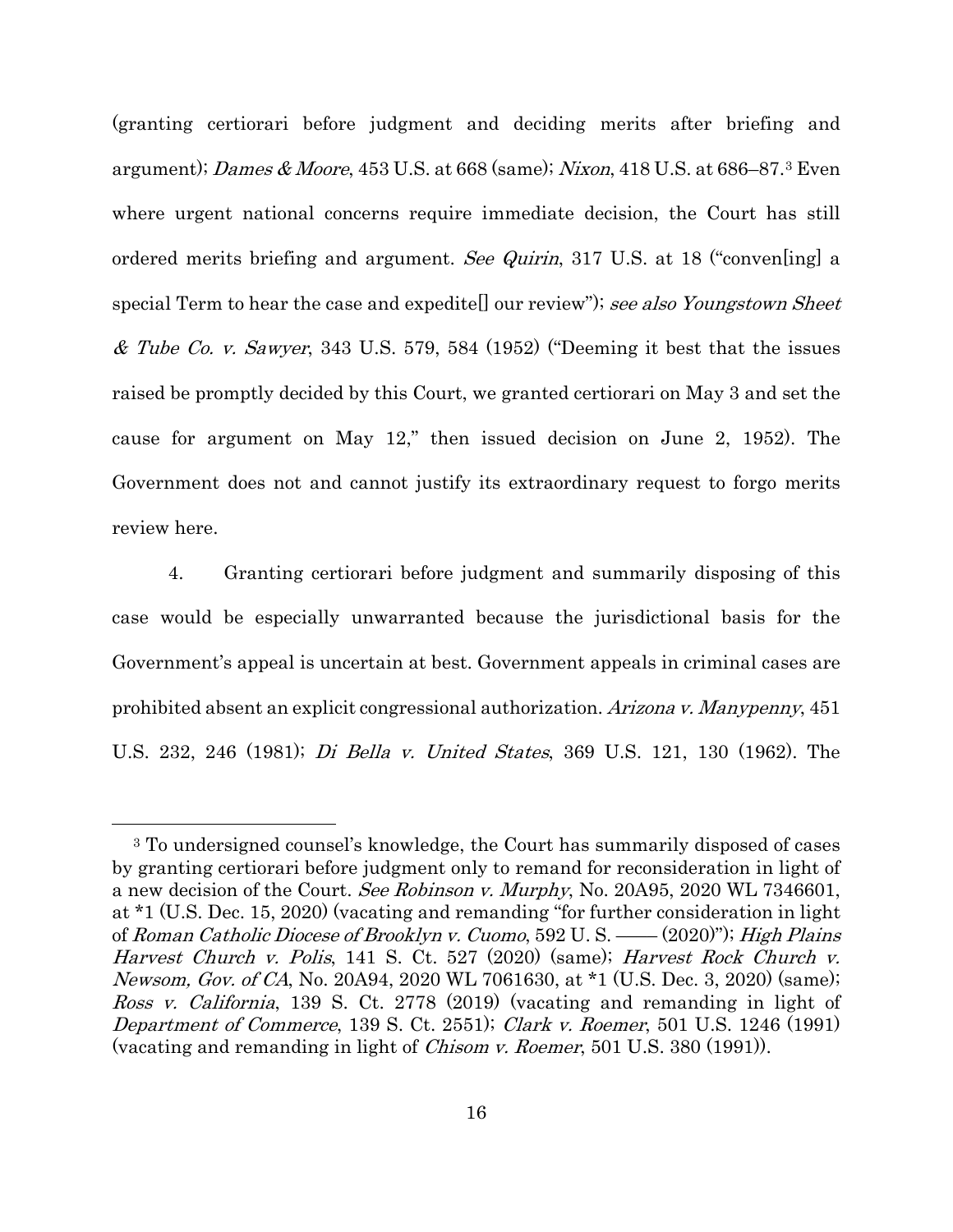(granting certiorari before judgment and deciding merits after briefing and argument); *Dames & Moore*, 453 U.S. at 668 (same); *Nixon*, 418 U.S. at 686–87.[3] Even where urgent national concerns require immediate decision, the Court has still ordered merits briefing and argument. *See Quirin*, 317 U.S. at 18 ("conven[ing] a special Term to hear the case and expedite[] our review"); *see also Youngstown Sheet & Tube Co. v. Sawyer*, 343 U.S. 579, 584 (1952) ("Deeming it best that the issues raised be promptly decided by this Court, we granted certiorari on May 3 and set the cause for argument on May 12," then issued decision on June 2, 1952). The Government does not and cannot justify its extraordinary request to forgo merits review here.

4. Granting certiorari before judgment and summarily disposing of this case would be especially unwarranted because the jurisdictional basis for the Government's appeal is uncertain at best. Government appeals in criminal cases are prohibited absent an explicit congressional authorization. *Arizona v. Manypenny*, 451 U.S. 232, 246 (1981); *Di Bella v. United States*, 369 U.S. 121, 130 (1962). The

---

[3] To undersigned counsel's knowledge, the Court has summarily disposed of cases by granting certiorari before judgment only to remand for reconsideration in light of a new decision of the Court. *See Robinson v. Murphy*, No. 20A95, 2020 WL 7346601, at *1 (U.S. Dec. 15, 2020) (vacating and remanding "for further consideration in light of *Roman Catholic Diocese of Brooklyn v. Cuomo*, 592 U. S. —— (2020)"); *High Plains Harvest Church v. Polis*, 141 S. Ct. 527 (2020) (same); *Harvest Rock Church v. Newsom, Gov. of CA*, No. 20A94, 2020 WL 7061630, at *1 (U.S. Dec. 3, 2020) (same); *Ross v. California*, 139 S. Ct. 2778 (2019) (vacating and remanding in light of *Department of Commerce*, 139 S. Ct. 2551); *Clark v. Roemer*, 501 U.S. 1246 (1991) (vacating and remanding in light of *Chisom v. Roemer*, 501 U.S. 380 (1991)).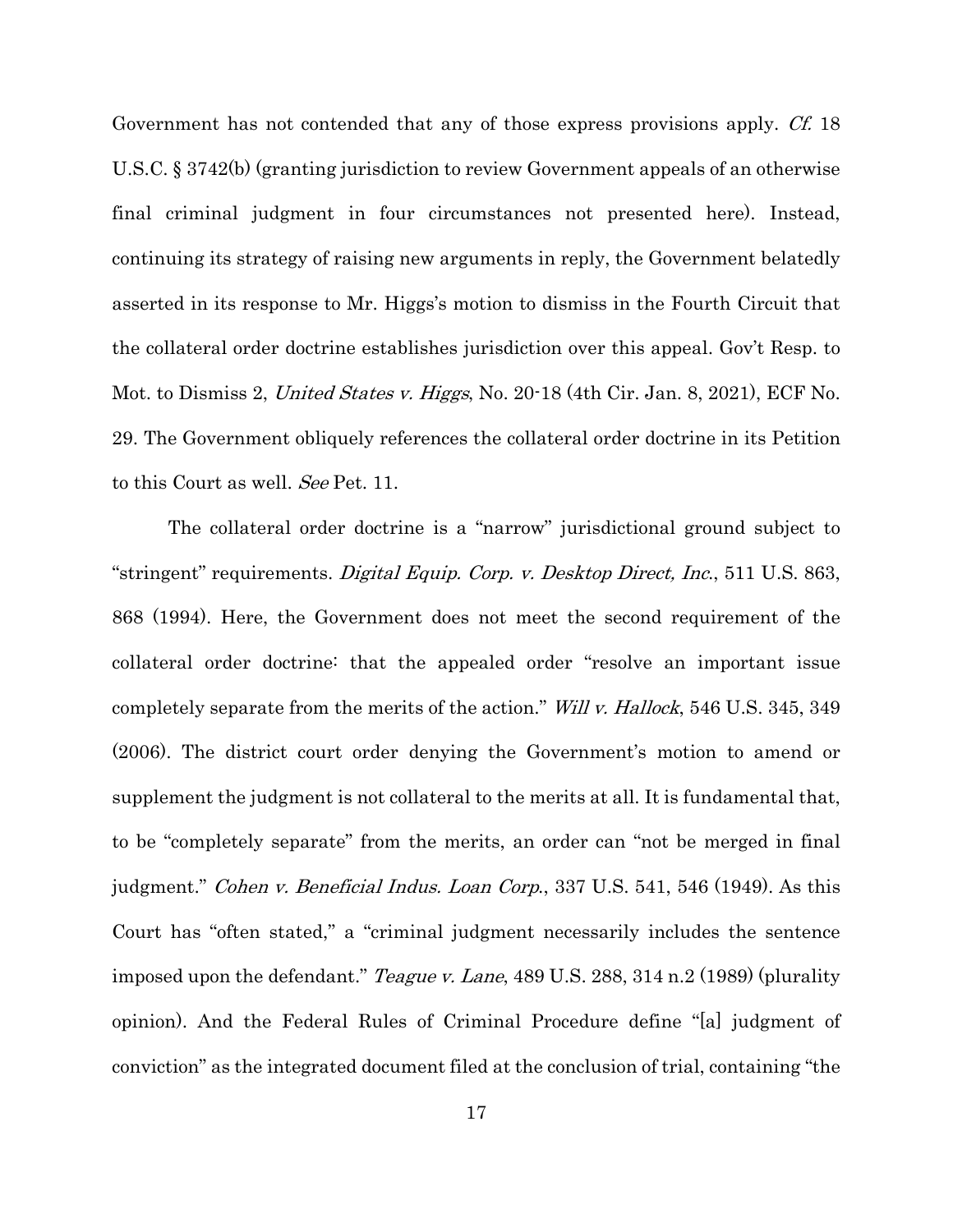Government has not contended that any of those express provisions apply. *Cf.* 18 U.S.C. § 3742(b) (granting jurisdiction to review Government appeals of an otherwise final criminal judgment in four circumstances not presented here). Instead, continuing its strategy of raising new arguments in reply, the Government belatedly asserted in its response to Mr. Higgs's motion to dismiss in the Fourth Circuit that the collateral order doctrine establishes jurisdiction over this appeal. Gov't Resp. to Mot. to Dismiss 2, *United States v. Higgs*, No. 20-18 (4th Cir. Jan. 8, 2021), ECF No. 29. The Government obliquely references the collateral order doctrine in its Petition to this Court as well. *See* Pet. 11.

The collateral order doctrine is a "narrow" jurisdictional ground subject to "stringent" requirements. *Digital Equip. Corp. v. Desktop Direct, Inc.*, 511 U.S. 863, 868 (1994). Here, the Government does not meet the second requirement of the collateral order doctrine: that the appealed order "resolve an important issue completely separate from the merits of the action." *Will v. Hallock*, 546 U.S. 345, 349 (2006). The district court order denying the Government's motion to amend or supplement the judgment is not collateral to the merits at all. It is fundamental that, to be "completely separate" from the merits, an order can "not be merged in final judgment." *Cohen v. Beneficial Indus. Loan Corp.*, 337 U.S. 541, 546 (1949). As this Court has "often stated," a "criminal judgment necessarily includes the sentence imposed upon the defendant." *Teague v. Lane*, 489 U.S. 288, 314 n.2 (1989) (plurality opinion). And the Federal Rules of Criminal Procedure define "[a] judgment of conviction" as the integrated document filed at the conclusion of trial, containing "the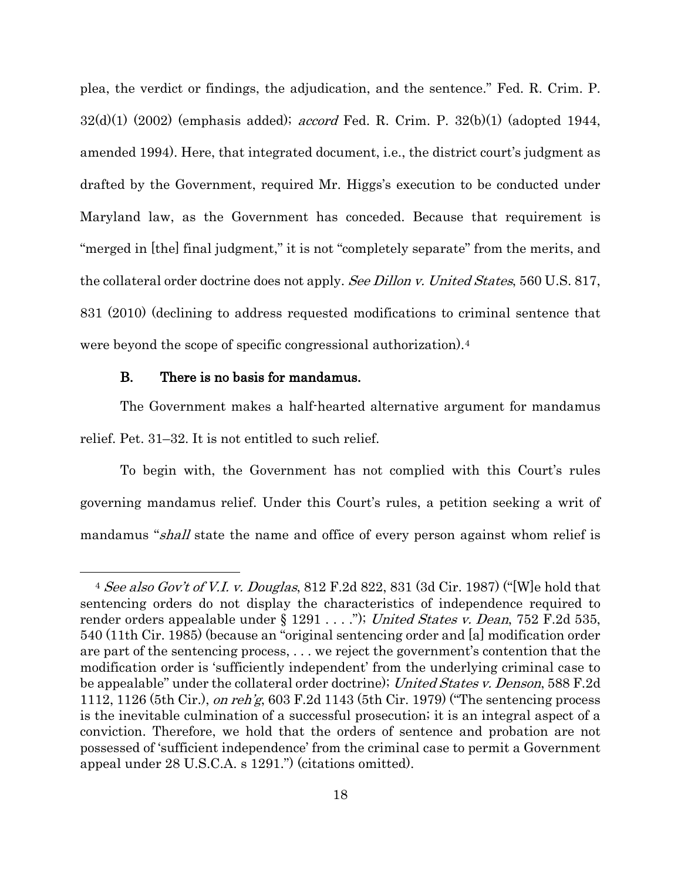plea, the verdict or findings, the adjudication, and the sentence." Fed. R. Crim. P. 32(d)(1) (2002) (emphasis added); *accord* Fed. R. Crim. P. 32(b)(1) (adopted 1944, amended 1994). Here, that integrated document, i.e., the district court's judgment as drafted by the Government, required Mr. Higgs's execution to be conducted under Maryland law, as the Government has conceded. Because that requirement is "merged in [the] final judgment," it is not "completely separate" from the merits, and the collateral order doctrine does not apply. *See Dillon v. United States*, 560 U.S. 817, 831 (2010) (declining to address requested modifications to criminal sentence that were beyond the scope of specific congressional authorization).[4]

### B. There is no basis for mandamus.

The Government makes a half-hearted alternative argument for mandamus relief. Pet. 31–32. It is not entitled to such relief.

To begin with, the Government has not complied with this Court's rules governing mandamus relief. Under this Court's rules, a petition seeking a writ of mandamus "*shall* state the name and office of every person against whom relief is

---

[4] *See also Gov't of V.I. v. Douglas*, 812 F.2d 822, 831 (3d Cir. 1987) ("[W]e hold that sentencing orders do not display the characteristics of independence required to render orders appealable under § 1291 . . . ."); *United States v. Dean*, 752 F.2d 535, 540 (11th Cir. 1985) (because an "original sentencing order and [a] modification order are part of the sentencing process, . . . we reject the government's contention that the modification order is 'sufficiently independent' from the underlying criminal case to be appealable" under the collateral order doctrine); *United States v. Denson*, 588 F.2d 1112, 1126 (5th Cir.), *on reh'g*, 603 F.2d 1143 (5th Cir. 1979) ("The sentencing process is the inevitable culmination of a successful prosecution; it is an integral aspect of a conviction. Therefore, we hold that the orders of sentence and probation are not possessed of 'sufficient independence' from the criminal case to permit a Government appeal under 28 U.S.C.A. s 1291.") (citations omitted).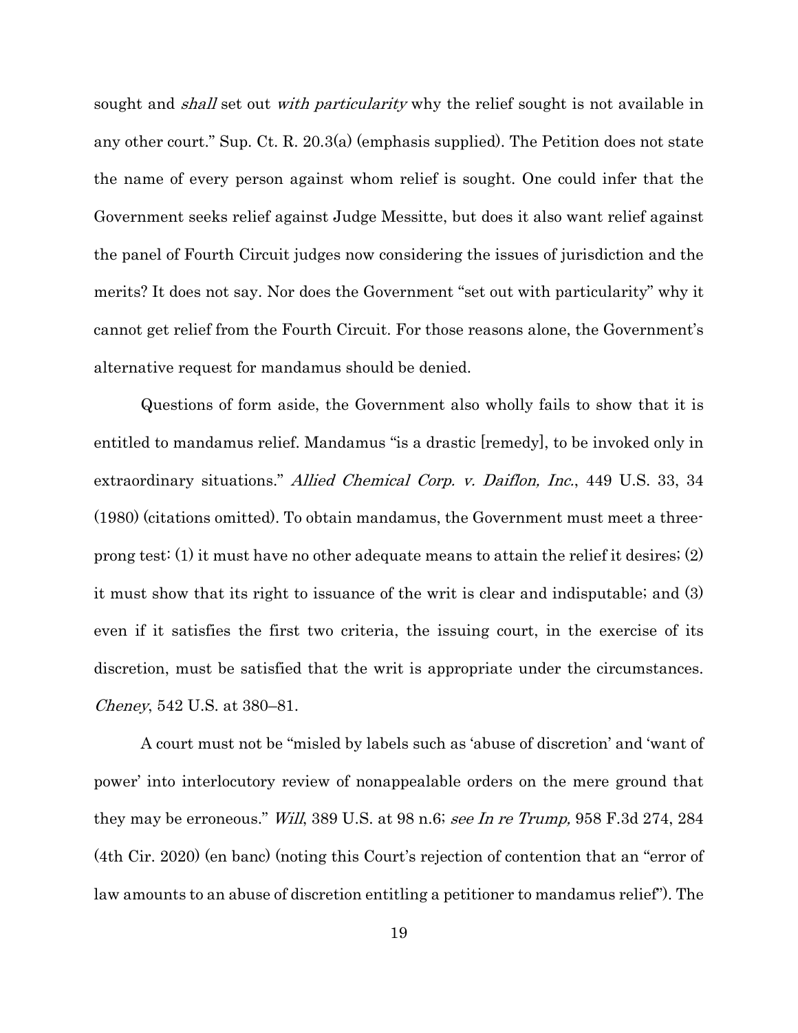sought and *shall* set out *with particularity* why the relief sought is not available in any other court." Sup. Ct. R. 20.3(a) (emphasis supplied). The Petition does not state the name of every person against whom relief is sought. One could infer that the Government seeks relief against Judge Messitte, but does it also want relief against the panel of Fourth Circuit judges now considering the issues of jurisdiction and the merits? It does not say. Nor does the Government "set out with particularity" why it cannot get relief from the Fourth Circuit. For those reasons alone, the Government's alternative request for mandamus should be denied.

Questions of form aside, the Government also wholly fails to show that it is entitled to mandamus relief. Mandamus "is a drastic [remedy], to be invoked only in extraordinary situations." *Allied Chemical Corp. v. Daiflon, Inc.*, 449 U.S. 33, 34 (1980) (citations omitted). To obtain mandamus, the Government must meet a three-prong test: (1) it must have no other adequate means to attain the relief it desires; (2) it must show that its right to issuance of the writ is clear and indisputable; and (3) even if it satisfies the first two criteria, the issuing court, in the exercise of its discretion, must be satisfied that the writ is appropriate under the circumstances. *Cheney*, 542 U.S. at 380–81.

A court must not be "misled by labels such as 'abuse of discretion' and 'want of power' into interlocutory review of nonappealable orders on the mere ground that they may be erroneous." *Will*, 389 U.S. at 98 n.6; *see In re Trump,* 958 F.3d 274, 284 (4th Cir. 2020) (en banc) (noting this Court's rejection of contention that an "error of law amounts to an abuse of discretion entitling a petitioner to mandamus relief"). The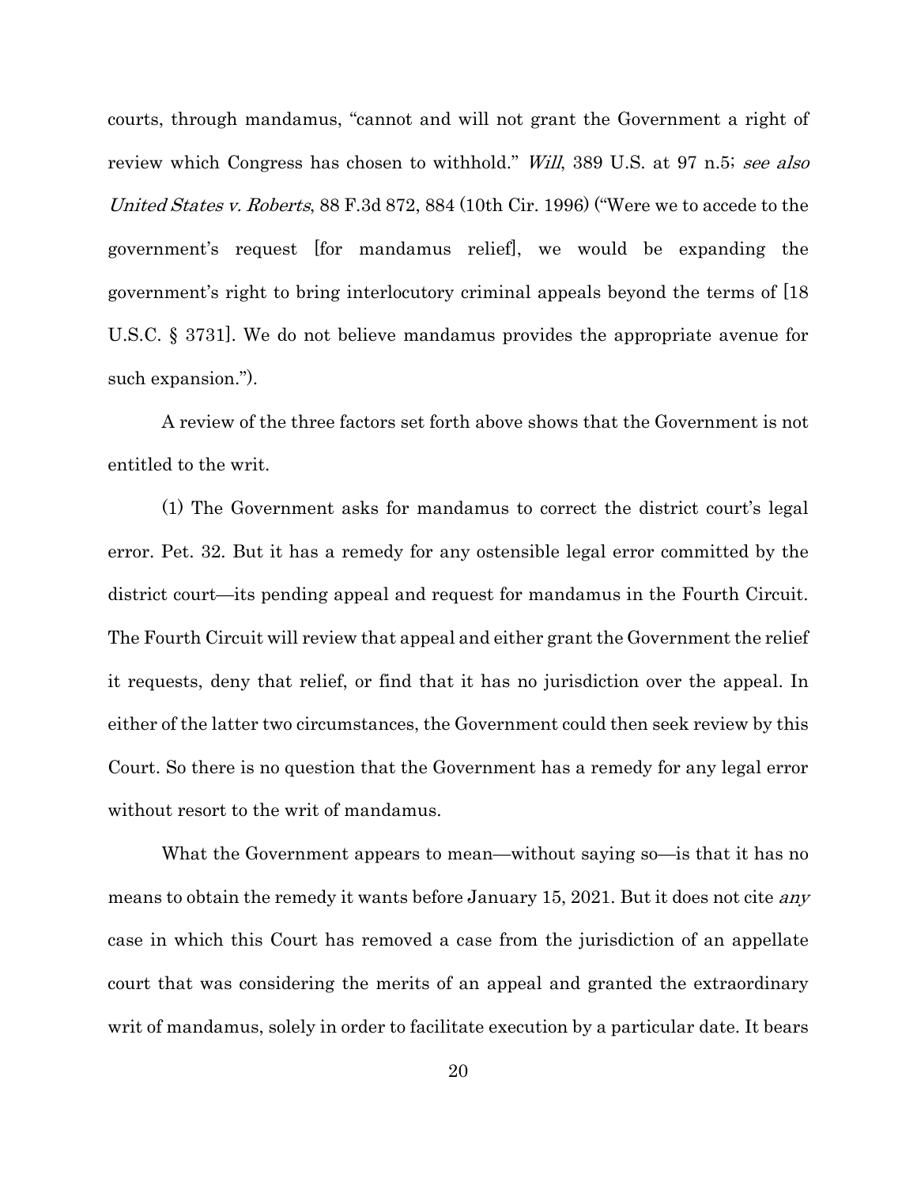courts, through mandamus, "cannot and will not grant the Government a right of review which Congress has chosen to withhold." *Will*, 389 U.S. at 97 n.5; *see also United States v. Roberts*, 88 F.3d 872, 884 (10th Cir. 1996) ("Were we to accede to the government's request [for mandamus relief], we would be expanding the government's right to bring interlocutory criminal appeals beyond the terms of [18 U.S.C. § 3731]. We do not believe mandamus provides the appropriate avenue for such expansion.").

A review of the three factors set forth above shows that the Government is not entitled to the writ.

(1) The Government asks for mandamus to correct the district court's legal error. Pet. 32. But it has a remedy for any ostensible legal error committed by the district court—its pending appeal and request for mandamus in the Fourth Circuit. The Fourth Circuit will review that appeal and either grant the Government the relief it requests, deny that relief, or find that it has no jurisdiction over the appeal. In either of the latter two circumstances, the Government could then seek review by this Court. So there is no question that the Government has a remedy for any legal error without resort to the writ of mandamus.

What the Government appears to mean—without saying so—is that it has no means to obtain the remedy it wants before January 15, 2021. But it does not cite *any* case in which this Court has removed a case from the jurisdiction of an appellate court that was considering the merits of an appeal and granted the extraordinary writ of mandamus, solely in order to facilitate execution by a particular date. It bears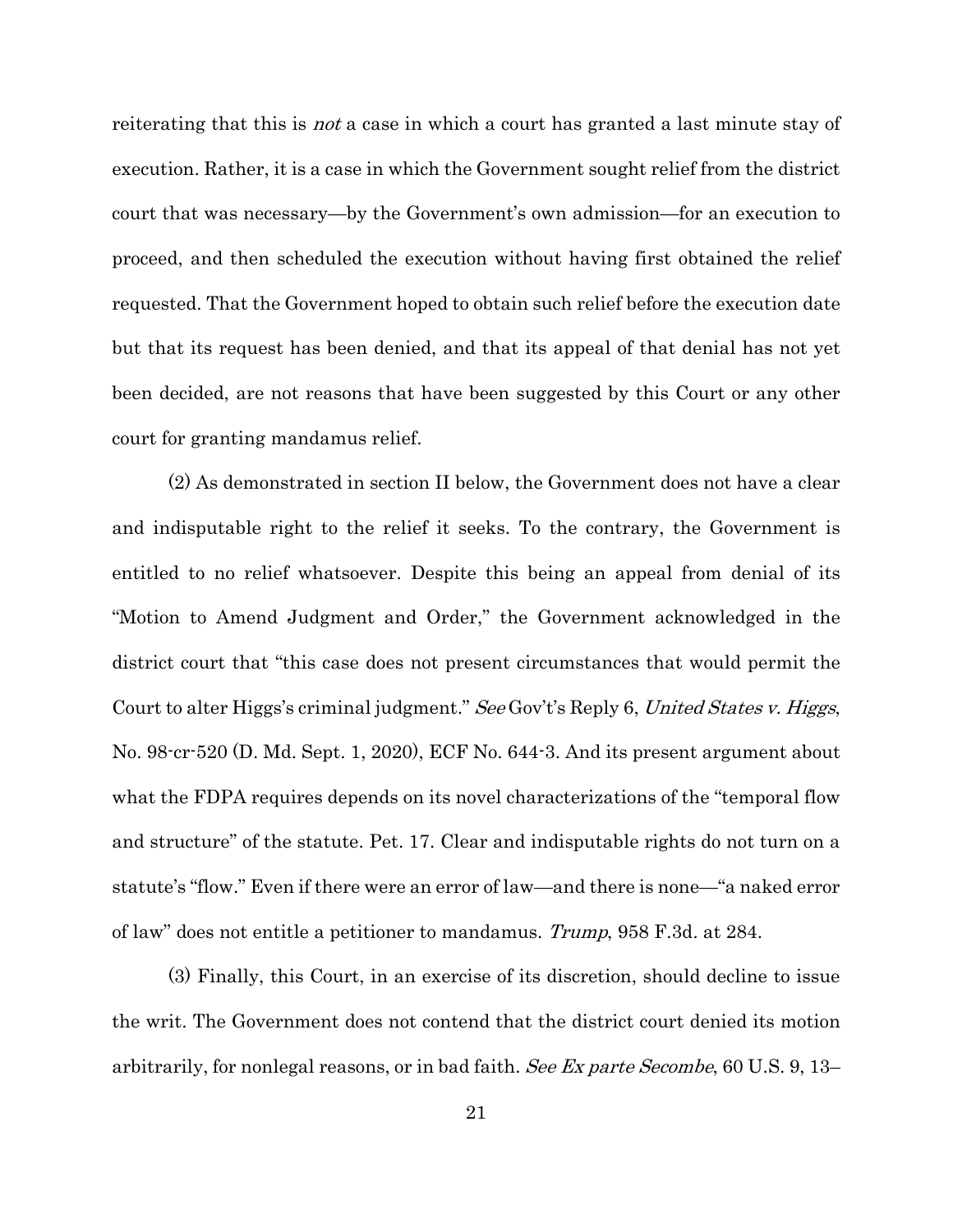reiterating that this is *not* a case in which a court has granted a last minute stay of execution. Rather, it is a case in which the Government sought relief from the district court that was necessary—by the Government's own admission—for an execution to proceed, and then scheduled the execution without having first obtained the relief requested. That the Government hoped to obtain such relief before the execution date but that its request has been denied, and that its appeal of that denial has not yet been decided, are not reasons that have been suggested by this Court or any other court for granting mandamus relief.

(2) As demonstrated in section II below, the Government does not have a clear and indisputable right to the relief it seeks. To the contrary, the Government is entitled to no relief whatsoever. Despite this being an appeal from denial of its "Motion to Amend Judgment and Order," the Government acknowledged in the district court that "this case does not present circumstances that would permit the Court to alter Higgs's criminal judgment." *See* Gov't's Reply 6, *United States v. Higgs*, No. 98-cr-520 (D. Md. Sept. 1, 2020), ECF No. 644-3. And its present argument about what the FDPA requires depends on its novel characterizations of the "temporal flow and structure" of the statute. Pet. 17. Clear and indisputable rights do not turn on a statute's "flow." Even if there were an error of law—and there is none—"a naked error of law" does not entitle a petitioner to mandamus. *Trump*, 958 F.3d. at 284.

(3) Finally, this Court, in an exercise of its discretion, should decline to issue the writ. The Government does not contend that the district court denied its motion arbitrarily, for nonlegal reasons, or in bad faith. *See Ex parte Secombe*, 60 U.S. 9, 13–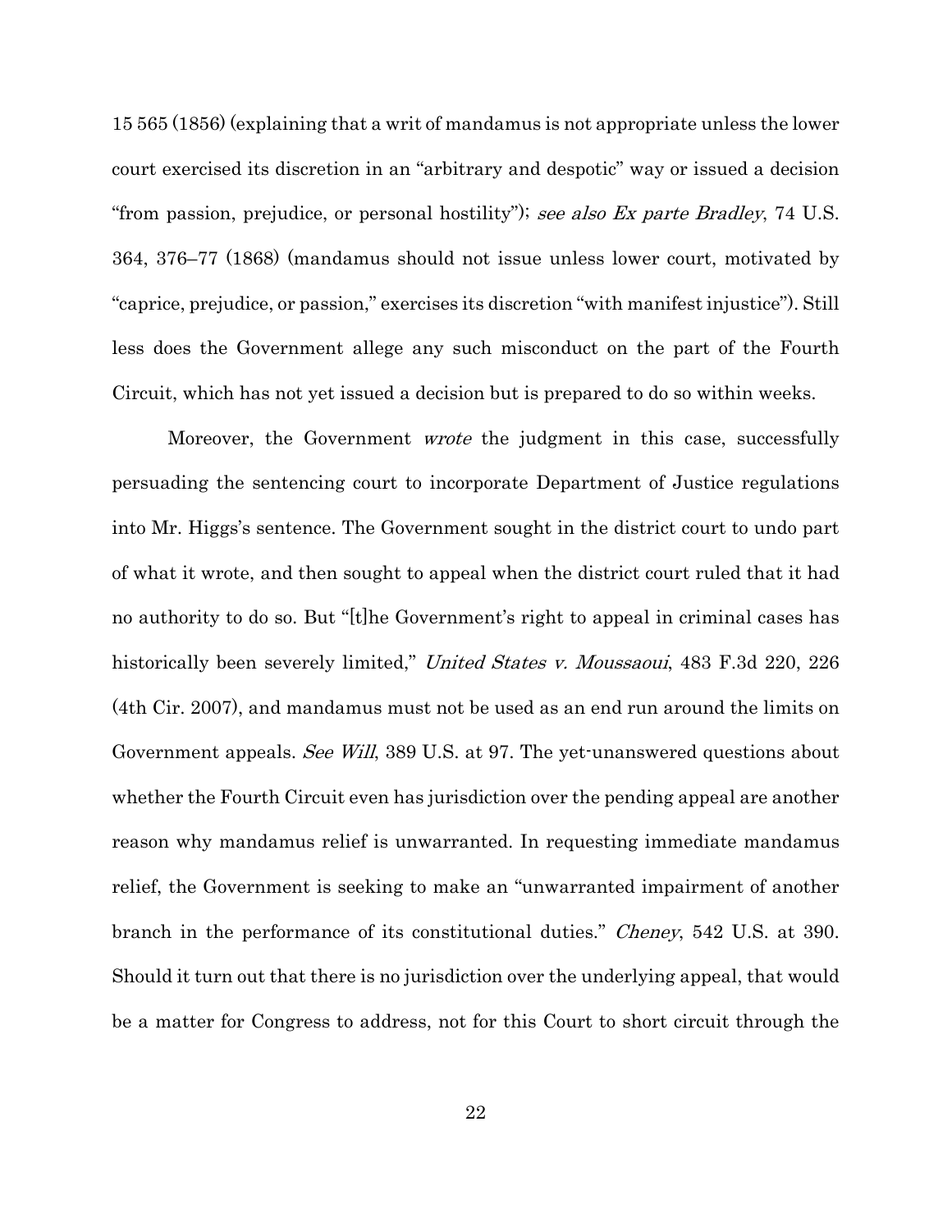15 565 (1856) (explaining that a writ of mandamus is not appropriate unless the lower court exercised its discretion in an "arbitrary and despotic" way or issued a decision "from passion, prejudice, or personal hostility"); *see also Ex parte Bradley*, 74 U.S. 364, 376–77 (1868) (mandamus should not issue unless lower court, motivated by "caprice, prejudice, or passion," exercises its discretion "with manifest injustice"). Still less does the Government allege any such misconduct on the part of the Fourth Circuit, which has not yet issued a decision but is prepared to do so within weeks.

Moreover, the Government *wrote* the judgment in this case, successfully persuading the sentencing court to incorporate Department of Justice regulations into Mr. Higgs's sentence. The Government sought in the district court to undo part of what it wrote, and then sought to appeal when the district court ruled that it had no authority to do so. But "[t]he Government's right to appeal in criminal cases has historically been severely limited," *United States v. Moussaoui*, 483 F.3d 220, 226 (4th Cir. 2007), and mandamus must not be used as an end run around the limits on Government appeals. *See Will*, 389 U.S. at 97. The yet-unanswered questions about whether the Fourth Circuit even has jurisdiction over the pending appeal are another reason why mandamus relief is unwarranted. In requesting immediate mandamus relief, the Government is seeking to make an "unwarranted impairment of another branch in the performance of its constitutional duties." *Cheney*, 542 U.S. at 390. Should it turn out that there is no jurisdiction over the underlying appeal, that would be a matter for Congress to address, not for this Court to short circuit through the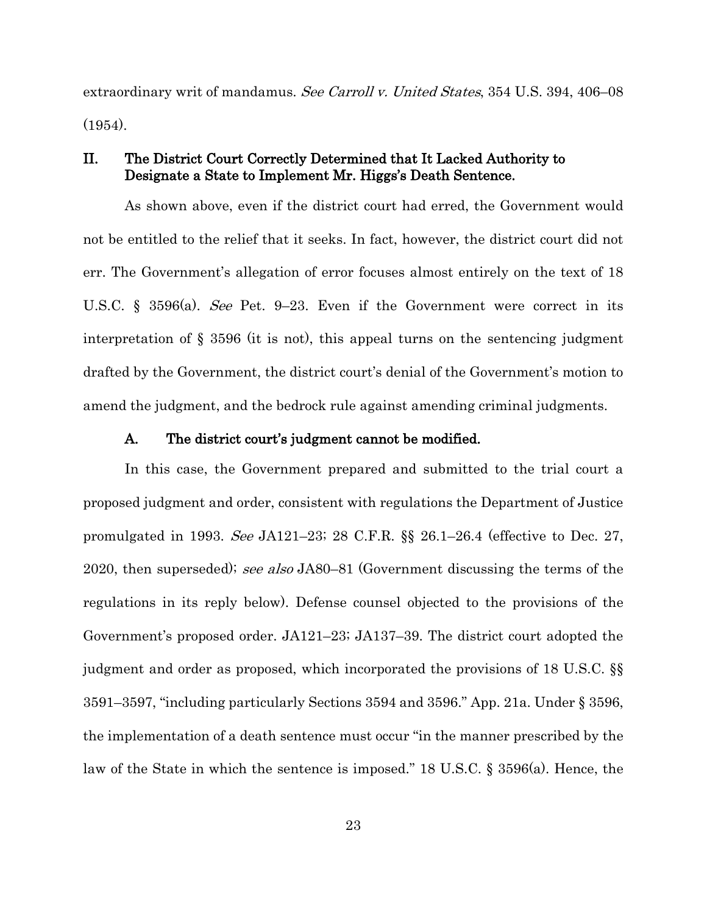extraordinary writ of mandamus. *See Carroll v. United States*, 354 U.S. 394, 406–08 (1954).

## II. The District Court Correctly Determined that It Lacked Authority to Designate a State to Implement Mr. Higgs's Death Sentence.

As shown above, even if the district court had erred, the Government would not be entitled to the relief that it seeks. In fact, however, the district court did not err. The Government's allegation of error focuses almost entirely on the text of 18 U.S.C. § 3596(a). *See* Pet. 9–23. Even if the Government were correct in its interpretation of § 3596 (it is not), this appeal turns on the sentencing judgment drafted by the Government, the district court's denial of the Government's motion to amend the judgment, and the bedrock rule against amending criminal judgments.

### A. The district court's judgment cannot be modified.

In this case, the Government prepared and submitted to the trial court a proposed judgment and order, consistent with regulations the Department of Justice promulgated in 1993. *See* JA121–23; 28 C.F.R. §§ 26.1–26.4 (effective to Dec. 27, 2020, then superseded); *see also* JA80–81 (Government discussing the terms of the regulations in its reply below). Defense counsel objected to the provisions of the Government's proposed order. JA121–23; JA137–39. The district court adopted the judgment and order as proposed, which incorporated the provisions of 18 U.S.C. §§ 3591–3597, "including particularly Sections 3594 and 3596." App. 21a. Under § 3596, the implementation of a death sentence must occur "in the manner prescribed by the law of the State in which the sentence is imposed." 18 U.S.C. § 3596(a). Hence, the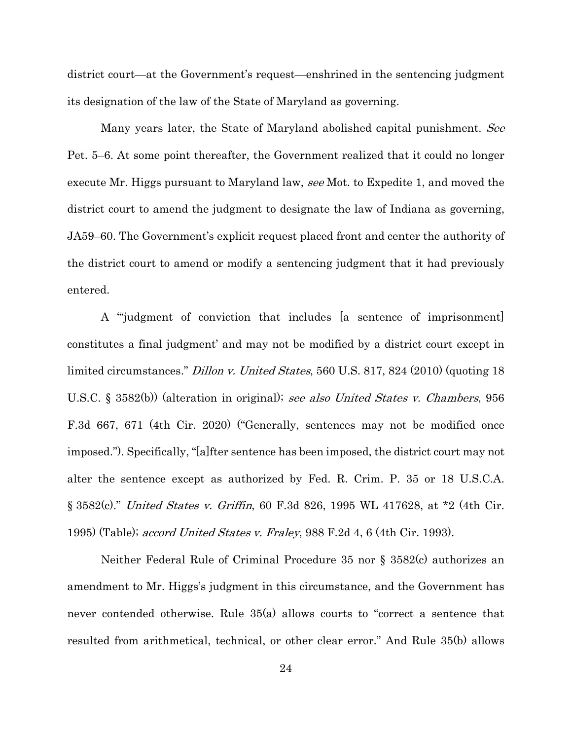district court—at the Government's request—enshrined in the sentencing judgment its designation of the law of the State of Maryland as governing.

Many years later, the State of Maryland abolished capital punishment. *See* Pet. 5–6. At some point thereafter, the Government realized that it could no longer execute Mr. Higgs pursuant to Maryland law, *see* Mot. to Expedite 1, and moved the district court to amend the judgment to designate the law of Indiana as governing, JA59–60. The Government's explicit request placed front and center the authority of the district court to amend or modify a sentencing judgment that it had previously entered.

A "'judgment of conviction that includes [a sentence of imprisonment] constitutes a final judgment' and may not be modified by a district court except in limited circumstances." *Dillon v. United States*, 560 U.S. 817, 824 (2010) (quoting 18 U.S.C. § 3582(b)) (alteration in original); *see also United States v. Chambers*, 956 F.3d 667, 671 (4th Cir. 2020) ("Generally, sentences may not be modified once imposed."). Specifically, "[a]fter sentence has been imposed, the district court may not alter the sentence except as authorized by Fed. R. Crim. P. 35 or 18 U.S.C.A. § 3582(c)." *United States v. Griffin*, 60 F.3d 826, 1995 WL 417628, at *2 (4th Cir. 1995) (Table); *accord United States v. Fraley*, 988 F.2d 4, 6 (4th Cir. 1993).

Neither Federal Rule of Criminal Procedure 35 nor § 3582(c) authorizes an amendment to Mr. Higgs's judgment in this circumstance, and the Government has never contended otherwise. Rule 35(a) allows courts to "correct a sentence that resulted from arithmetical, technical, or other clear error." And Rule 35(b) allows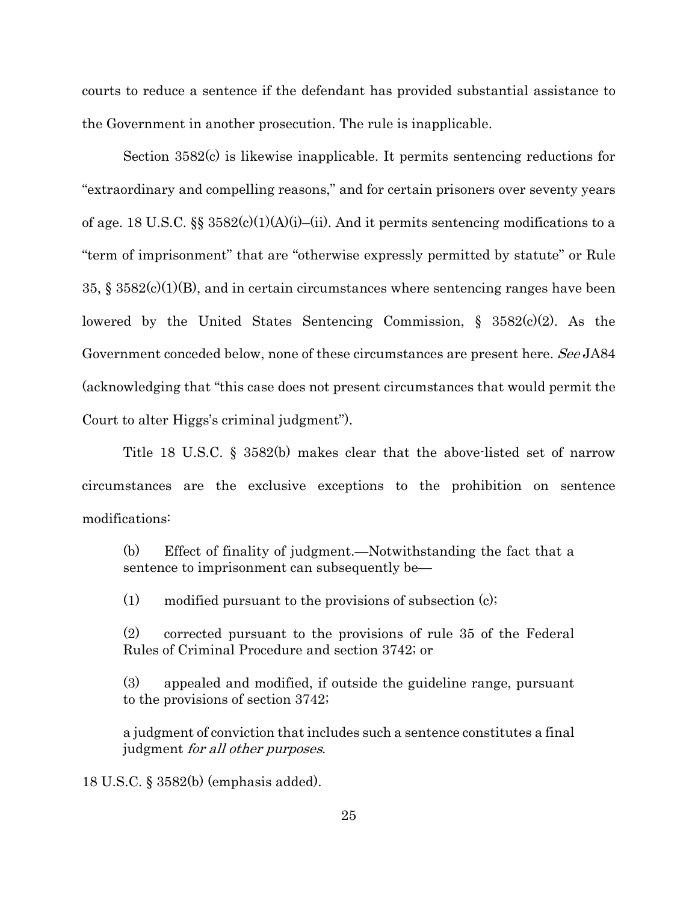courts to reduce a sentence if the defendant has provided substantial assistance to the Government in another prosecution. The rule is inapplicable.

Section 3582(c) is likewise inapplicable. It permits sentencing reductions for "extraordinary and compelling reasons," and for certain prisoners over seventy years of age. 18 U.S.C. §§ 3582(c)(1)(A)(i)–(ii). And it permits sentencing modifications to a "term of imprisonment" that are "otherwise expressly permitted by statute" or Rule 35, § 3582(c)(1)(B), and in certain circumstances where sentencing ranges have been lowered by the United States Sentencing Commission, § 3582(c)(2). As the Government conceded below, none of these circumstances are present here. *See* JA84 (acknowledging that "this case does not present circumstances that would permit the Court to alter Higgs's criminal judgment").

Title 18 U.S.C. § 3582(b) makes clear that the above-listed set of narrow circumstances are the exclusive exceptions to the prohibition on sentence modifications:

> (b) Effect of finality of judgment.—Notwithstanding the fact that a sentence to imprisonment can subsequently be—
>
> (1) modified pursuant to the provisions of subsection (c);
>
> (2) corrected pursuant to the provisions of rule 35 of the Federal Rules of Criminal Procedure and section 3742; or
>
> (3) appealed and modified, if outside the guideline range, pursuant to the provisions of section 3742;
>
> a judgment of conviction that includes such a sentence constitutes a final judgment *for all other purposes*.

18 U.S.C. § 3582(b) (emphasis added).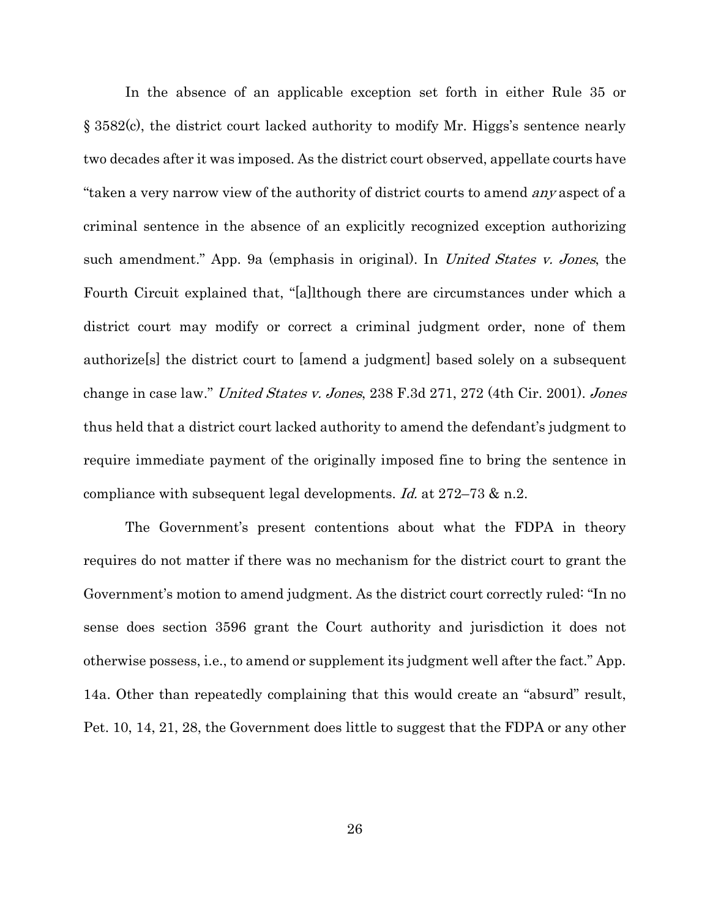In the absence of an applicable exception set forth in either Rule 35 or § 3582(c), the district court lacked authority to modify Mr. Higgs's sentence nearly two decades after it was imposed. As the district court observed, appellate courts have "taken a very narrow view of the authority of district courts to amend *any* aspect of a criminal sentence in the absence of an explicitly recognized exception authorizing such amendment." App. 9a (emphasis in original). In *United States v. Jones*, the Fourth Circuit explained that, "[a]lthough there are circumstances under which a district court may modify or correct a criminal judgment order, none of them authorize[s] the district court to [amend a judgment] based solely on a subsequent change in case law." *United States v. Jones*, 238 F.3d 271, 272 (4th Cir. 2001). *Jones* thus held that a district court lacked authority to amend the defendant's judgment to require immediate payment of the originally imposed fine to bring the sentence in compliance with subsequent legal developments. *Id.* at 272–73 & n.2.

The Government's present contentions about what the FDPA in theory requires do not matter if there was no mechanism for the district court to grant the Government's motion to amend judgment. As the district court correctly ruled: "In no sense does section 3596 grant the Court authority and jurisdiction it does not otherwise possess, i.e., to amend or supplement its judgment well after the fact." App. 14a. Other than repeatedly complaining that this would create an "absurd" result, Pet. 10, 14, 21, 28, the Government does little to suggest that the FDPA or any other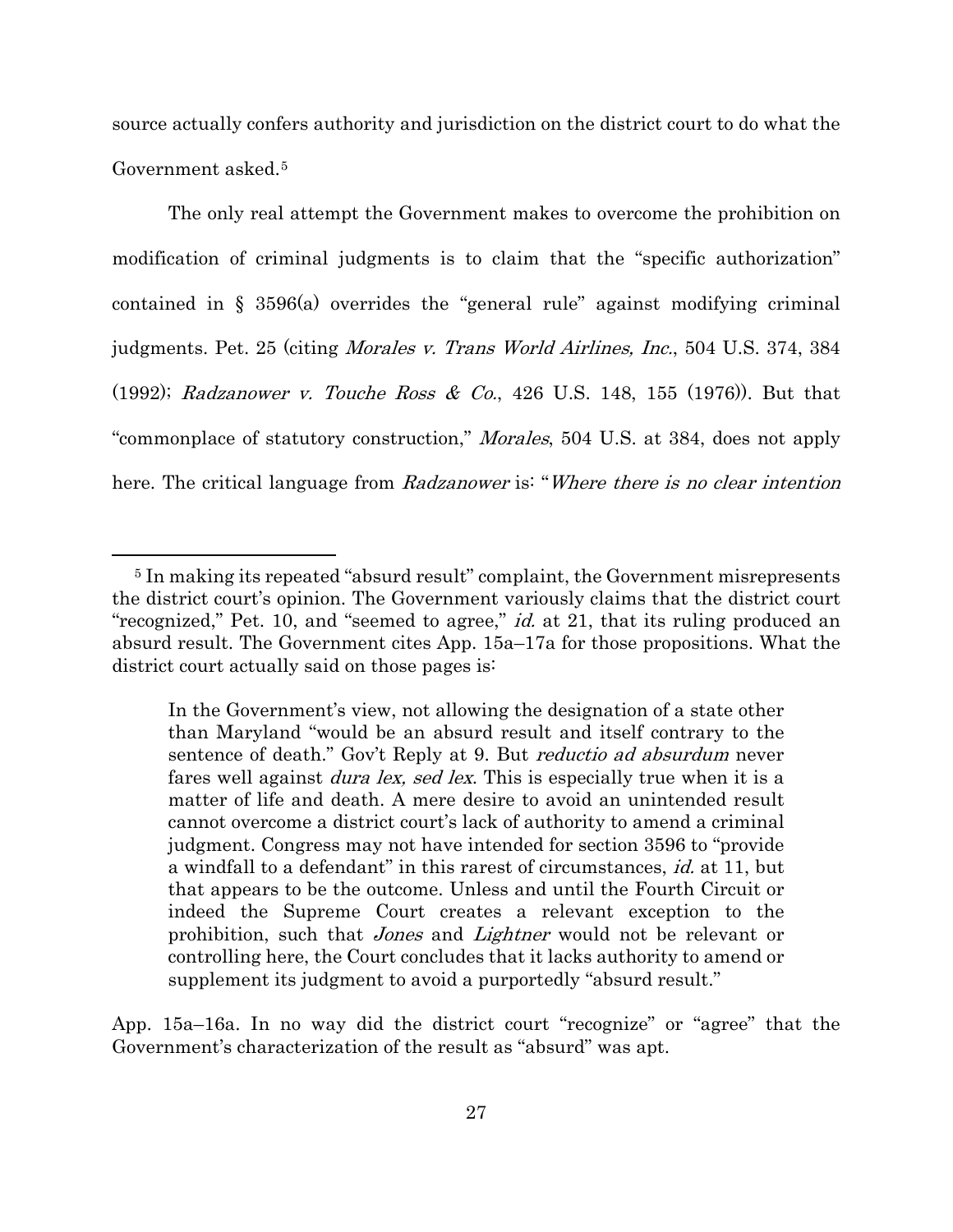source actually confers authority and jurisdiction on the district court to do what the Government asked.[5]

The only real attempt the Government makes to overcome the prohibition on modification of criminal judgments is to claim that the "specific authorization" contained in § 3596(a) overrides the "general rule" against modifying criminal judgments. Pet. 25 (citing *Morales v. Trans World Airlines, Inc.*, 504 U.S. 374, 384 (1992); *Radzanower v. Touche Ross & Co.*, 426 U.S. 148, 155 (1976)). But that "commonplace of statutory construction," *Morales*, 504 U.S. at 384, does not apply here. The critical language from *Radzanower* is: "*Where there is no clear intention*

[5] In making its repeated "absurd result" complaint, the Government misrepresents the district court's opinion. The Government variously claims that the district court "recognized," Pet. 10, and "seemed to agree," *id.* at 21, that its ruling produced an absurd result. The Government cites App. 15a–17a for those propositions. What the district court actually said on those pages is:

> In the Government's view, not allowing the designation of a state other than Maryland "would be an absurd result and itself contrary to the sentence of death." Gov't Reply at 9. But *reductio ad absurdum* never fares well against *dura lex, sed lex*. This is especially true when it is a matter of life and death. A mere desire to avoid an unintended result cannot overcome a district court's lack of authority to amend a criminal judgment. Congress may not have intended for section 3596 to "provide a windfall to a defendant" in this rarest of circumstances, *id.* at 11, but that appears to be the outcome. Unless and until the Fourth Circuit or indeed the Supreme Court creates a relevant exception to the prohibition, such that *Jones* and *Lightner* would not be relevant or controlling here, the Court concludes that it lacks authority to amend or supplement its judgment to avoid a purportedly "absurd result."

App. 15a–16a. In no way did the district court "recognize" or "agree" that the Government's characterization of the result as "absurd" was apt.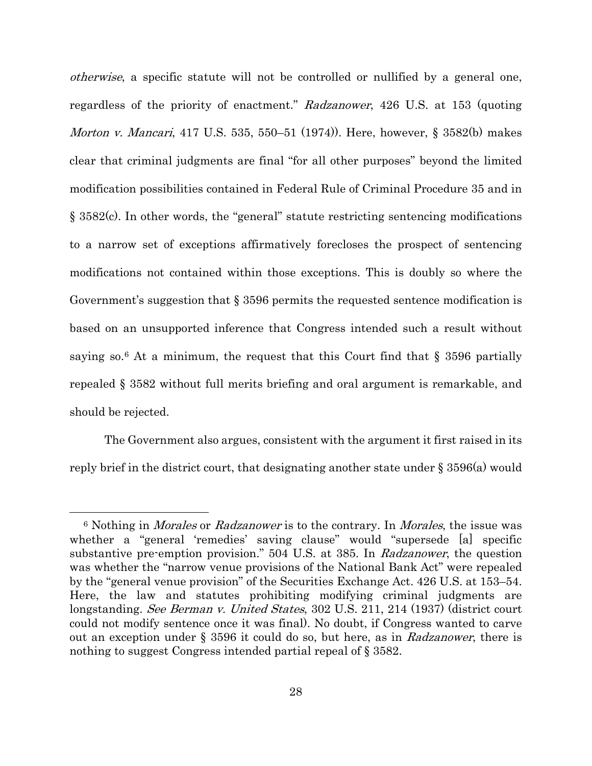*otherwise*, a specific statute will not be controlled or nullified by a general one, regardless of the priority of enactment." *Radzanower*, 426 U.S. at 153 (quoting *Morton v. Mancari*, 417 U.S. 535, 550–51 (1974)). Here, however, § 3582(b) makes clear that criminal judgments are final "for all other purposes" beyond the limited modification possibilities contained in Federal Rule of Criminal Procedure 35 and in § 3582(c). In other words, the "general" statute restricting sentencing modifications to a narrow set of exceptions affirmatively forecloses the prospect of sentencing modifications not contained within those exceptions. This is doubly so where the Government's suggestion that § 3596 permits the requested sentence modification is based on an unsupported inference that Congress intended such a result without saying so.[6] At a minimum, the request that this Court find that § 3596 partially repealed § 3582 without full merits briefing and oral argument is remarkable, and should be rejected.

The Government also argues, consistent with the argument it first raised in its reply brief in the district court, that designating another state under § 3596(a) would

---

[6] Nothing in *Morales* or *Radzanower* is to the contrary. In *Morales*, the issue was whether a "general 'remedies' saving clause" would "supersede [a] specific substantive pre-emption provision." 504 U.S. at 385. In *Radzanower*, the question was whether the "narrow venue provisions of the National Bank Act" were repealed by the "general venue provision" of the Securities Exchange Act. 426 U.S. at 153–54. Here, the law and statutes prohibiting modifying criminal judgments are longstanding. *See Berman v. United States*, 302 U.S. 211, 214 (1937) (district court could not modify sentence once it was final). No doubt, if Congress wanted to carve out an exception under § 3596 it could do so, but here, as in *Radzanower*, there is nothing to suggest Congress intended partial repeal of § 3582.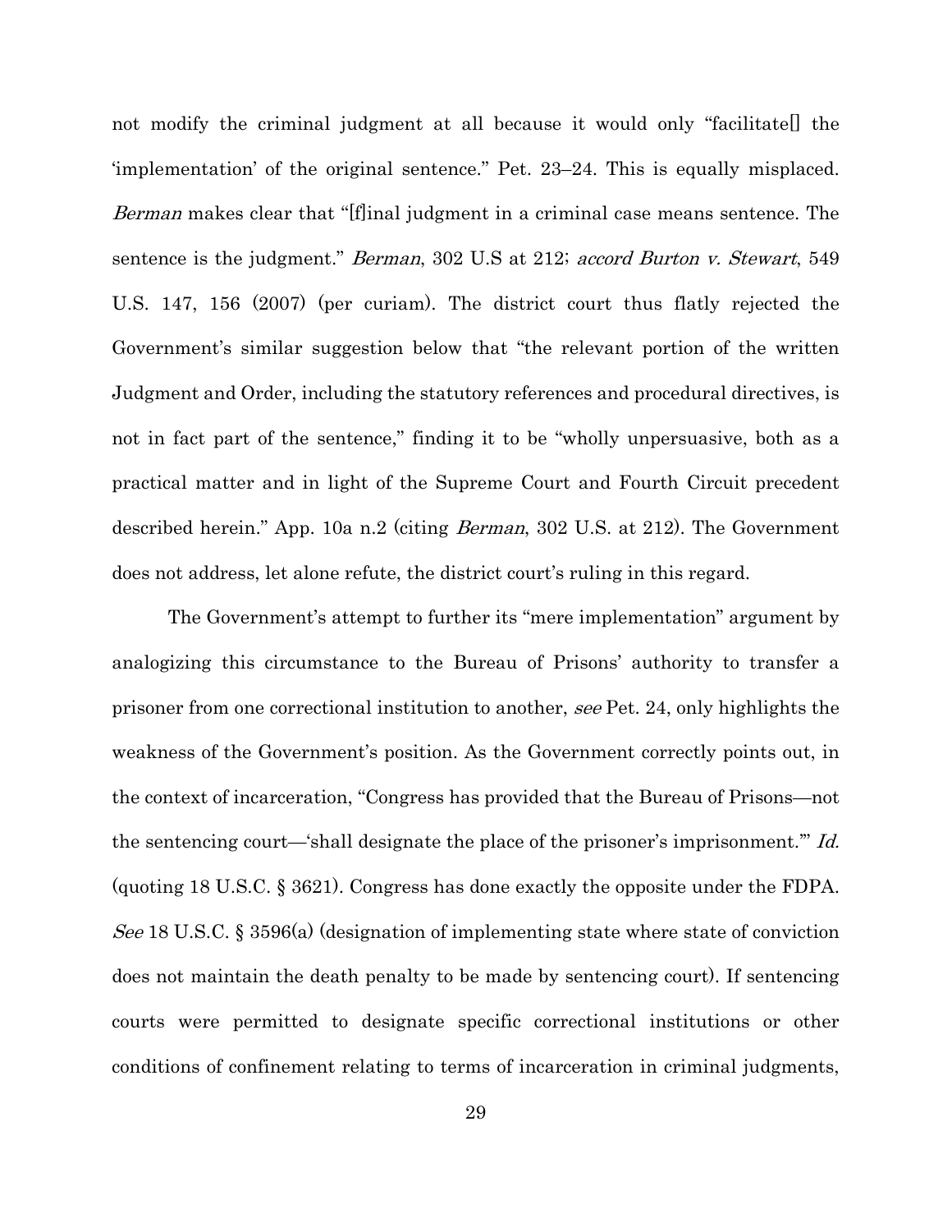not modify the criminal judgment at all because it would only "facilitate[] the 'implementation' of the original sentence." Pet. 23–24. This is equally misplaced. *Berman* makes clear that "[f]inal judgment in a criminal case means sentence. The sentence is the judgment." *Berman*, 302 U.S at 212; *accord Burton v. Stewart*, 549 U.S. 147, 156 (2007) (per curiam). The district court thus flatly rejected the Government's similar suggestion below that "the relevant portion of the written Judgment and Order, including the statutory references and procedural directives, is not in fact part of the sentence," finding it to be "wholly unpersuasive, both as a practical matter and in light of the Supreme Court and Fourth Circuit precedent described herein." App. 10a n.2 (citing *Berman*, 302 U.S. at 212). The Government does not address, let alone refute, the district court's ruling in this regard.

The Government's attempt to further its "mere implementation" argument by analogizing this circumstance to the Bureau of Prisons' authority to transfer a prisoner from one correctional institution to another, *see* Pet. 24, only highlights the weakness of the Government's position. As the Government correctly points out, in the context of incarceration, "Congress has provided that the Bureau of Prisons—not the sentencing court—'shall designate the place of the prisoner's imprisonment.'" *Id.* (quoting 18 U.S.C. § 3621). Congress has done exactly the opposite under the FDPA. *See* 18 U.S.C. § 3596(a) (designation of implementing state where state of conviction does not maintain the death penalty to be made by sentencing court). If sentencing courts were permitted to designate specific correctional institutions or other conditions of confinement relating to terms of incarceration in criminal judgments,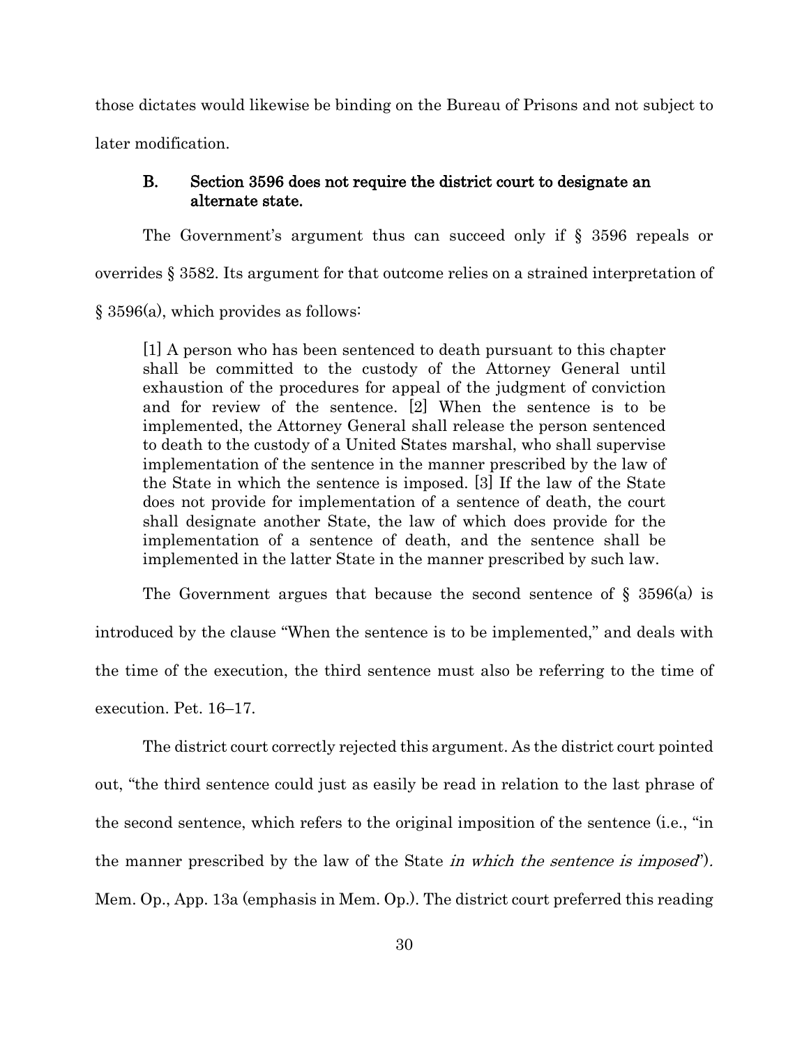those dictates would likewise be binding on the Bureau of Prisons and not subject to later modification.

### B. Section 3596 does not require the district court to designate an alternate state.

The Government's argument thus can succeed only if § 3596 repeals or overrides § 3582. Its argument for that outcome relies on a strained interpretation of § 3596(a), which provides as follows:

> [1] A person who has been sentenced to death pursuant to this chapter shall be committed to the custody of the Attorney General until exhaustion of the procedures for appeal of the judgment of conviction and for review of the sentence. [2] When the sentence is to be implemented, the Attorney General shall release the person sentenced to death to the custody of a United States marshal, who shall supervise implementation of the sentence in the manner prescribed by the law of the State in which the sentence is imposed. [3] If the law of the State does not provide for implementation of a sentence of death, the court shall designate another State, the law of which does provide for the implementation of a sentence of death, and the sentence shall be implemented in the latter State in the manner prescribed by such law.

The Government argues that because the second sentence of § 3596(a) is introduced by the clause "When the sentence is to be implemented," and deals with the time of the execution, the third sentence must also be referring to the time of execution. Pet. 16–17.

The district court correctly rejected this argument. As the district court pointed out, "the third sentence could just as easily be read in relation to the last phrase of the second sentence, which refers to the original imposition of the sentence (i.e., "in the manner prescribed by the law of the State *in which the sentence is imposed*"). Mem. Op., App. 13a (emphasis in Mem. Op.). The district court preferred this reading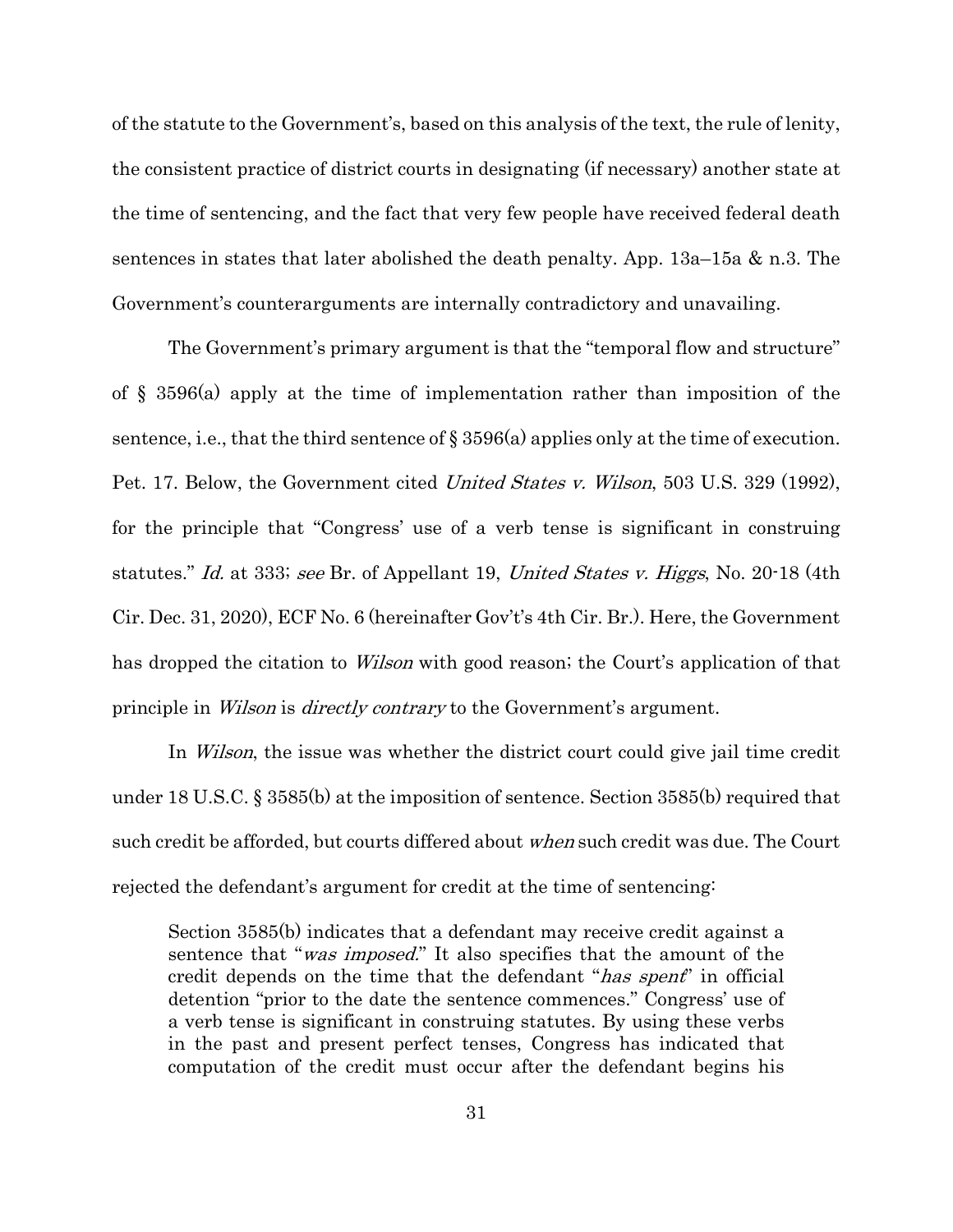of the statute to the Government's, based on this analysis of the text, the rule of lenity, the consistent practice of district courts in designating (if necessary) another state at the time of sentencing, and the fact that very few people have received federal death sentences in states that later abolished the death penalty. App. 13a–15a & n.3. The Government's counterarguments are internally contradictory and unavailing.

The Government's primary argument is that the "temporal flow and structure" of § 3596(a) apply at the time of implementation rather than imposition of the sentence, i.e., that the third sentence of § 3596(a) applies only at the time of execution. Pet. 17. Below, the Government cited *United States v. Wilson*, 503 U.S. 329 (1992), for the principle that "Congress' use of a verb tense is significant in construing statutes." *Id.* at 333; *see* Br. of Appellant 19, *United States v. Higgs*, No. 20-18 (4th Cir. Dec. 31, 2020), ECF No. 6 (hereinafter Gov't's 4th Cir. Br.). Here, the Government has dropped the citation to *Wilson* with good reason; the Court's application of that principle in *Wilson* is *directly contrary* to the Government's argument.

In *Wilson*, the issue was whether the district court could give jail time credit under 18 U.S.C. § 3585(b) at the imposition of sentence. Section 3585(b) required that such credit be afforded, but courts differed about *when* such credit was due. The Court rejected the defendant's argument for credit at the time of sentencing:

> Section 3585(b) indicates that a defendant may receive credit against a sentence that "*was imposed.*" It also specifies that the amount of the credit depends on the time that the defendant "*has spent*" in official detention "prior to the date the sentence commences." Congress' use of a verb tense is significant in construing statutes. By using these verbs in the past and present perfect tenses, Congress has indicated that computation of the credit must occur after the defendant begins his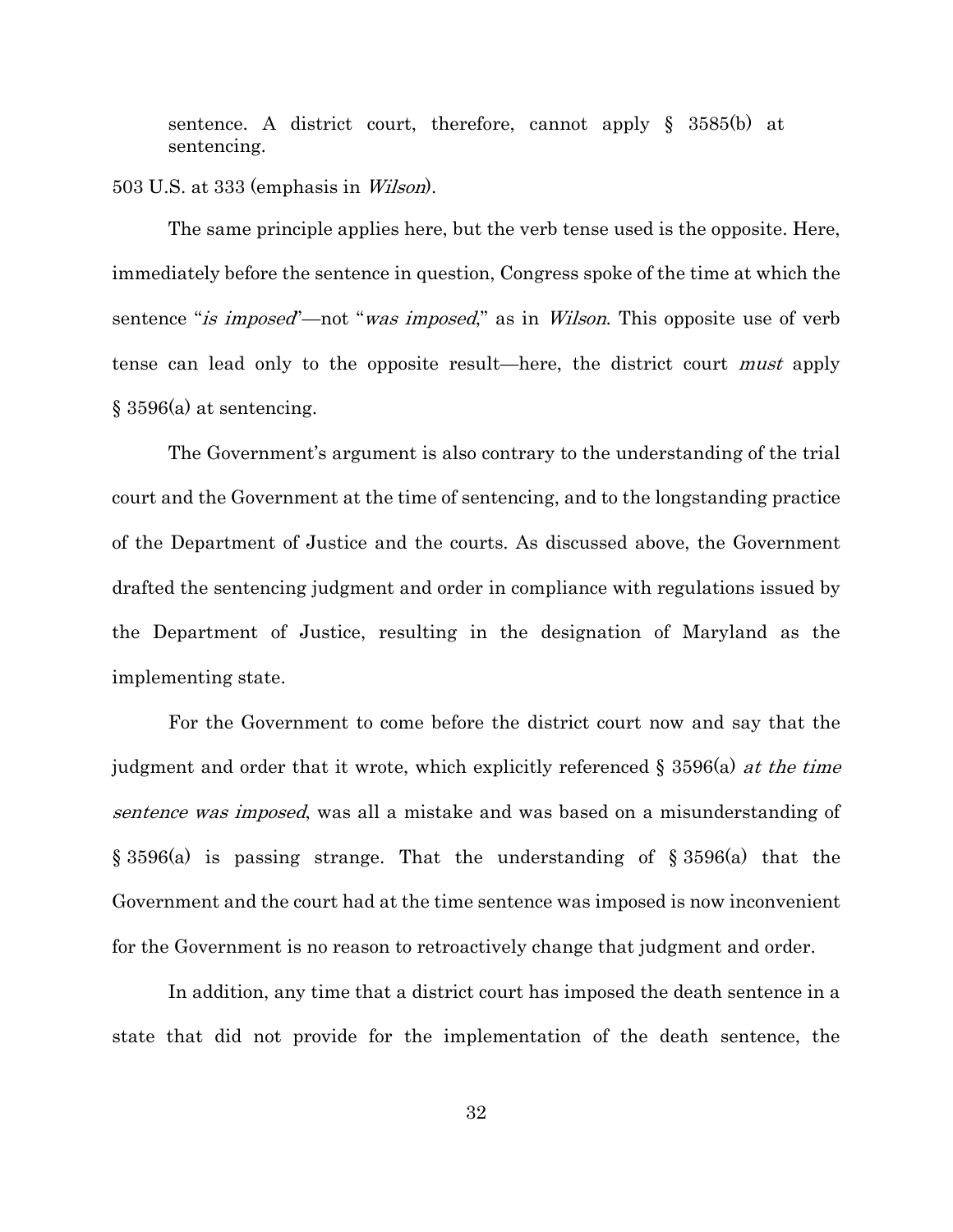> sentence. A district court, therefore, cannot apply § 3585(b) at sentencing.

503 U.S. at 333 (emphasis in *Wilson*).

The same principle applies here, but the verb tense used is the opposite. Here, immediately before the sentence in question, Congress spoke of the time at which the sentence "*is imposed*"—not "*was imposed*," as in *Wilson*. This opposite use of verb tense can lead only to the opposite result—here, the district court *must* apply § 3596(a) at sentencing.

The Government's argument is also contrary to the understanding of the trial court and the Government at the time of sentencing, and to the longstanding practice of the Department of Justice and the courts. As discussed above, the Government drafted the sentencing judgment and order in compliance with regulations issued by the Department of Justice, resulting in the designation of Maryland as the implementing state.

For the Government to come before the district court now and say that the judgment and order that it wrote, which explicitly referenced § 3596(a) *at the time sentence was imposed*, was all a mistake and was based on a misunderstanding of § 3596(a) is passing strange. That the understanding of § 3596(a) that the Government and the court had at the time sentence was imposed is now inconvenient for the Government is no reason to retroactively change that judgment and order.

In addition, any time that a district court has imposed the death sentence in a state that did not provide for the implementation of the death sentence, the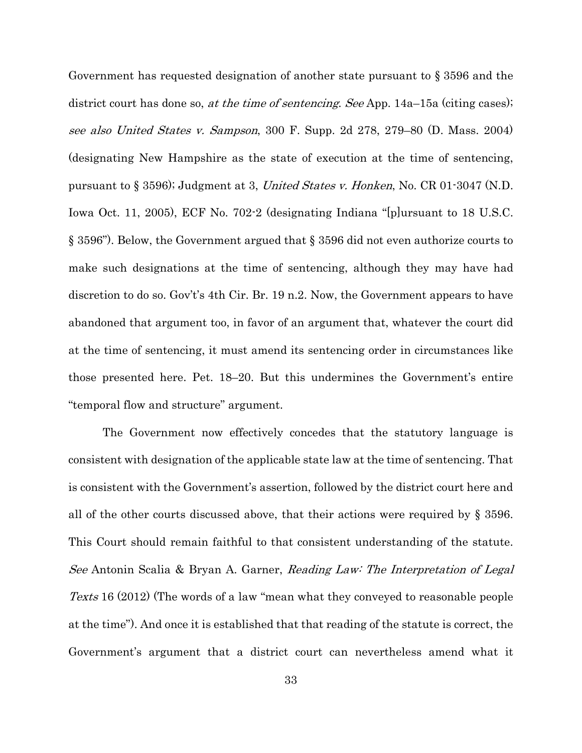Government has requested designation of another state pursuant to § 3596 and the district court has done so, *at the time of sentencing*. *See* App. 14a–15a (citing cases); *see also United States v. Sampson*, 300 F. Supp. 2d 278, 279–80 (D. Mass. 2004) (designating New Hampshire as the state of execution at the time of sentencing, pursuant to § 3596); Judgment at 3, *United States v. Honken*, No. CR 01-3047 (N.D. Iowa Oct. 11, 2005), ECF No. 702-2 (designating Indiana "[p]ursuant to 18 U.S.C. § 3596"). Below, the Government argued that § 3596 did not even authorize courts to make such designations at the time of sentencing, although they may have had discretion to do so. Gov't's 4th Cir. Br. 19 n.2. Now, the Government appears to have abandoned that argument too, in favor of an argument that, whatever the court did at the time of sentencing, it must amend its sentencing order in circumstances like those presented here. Pet. 18–20. But this undermines the Government's entire "temporal flow and structure" argument.

The Government now effectively concedes that the statutory language is consistent with designation of the applicable state law at the time of sentencing. That is consistent with the Government's assertion, followed by the district court here and all of the other courts discussed above, that their actions were required by § 3596. This Court should remain faithful to that consistent understanding of the statute. *See* Antonin Scalia & Bryan A. Garner, *Reading Law: The Interpretation of Legal Texts* 16 (2012) (The words of a law "mean what they conveyed to reasonable people at the time"). And once it is established that that reading of the statute is correct, the Government's argument that a district court can nevertheless amend what it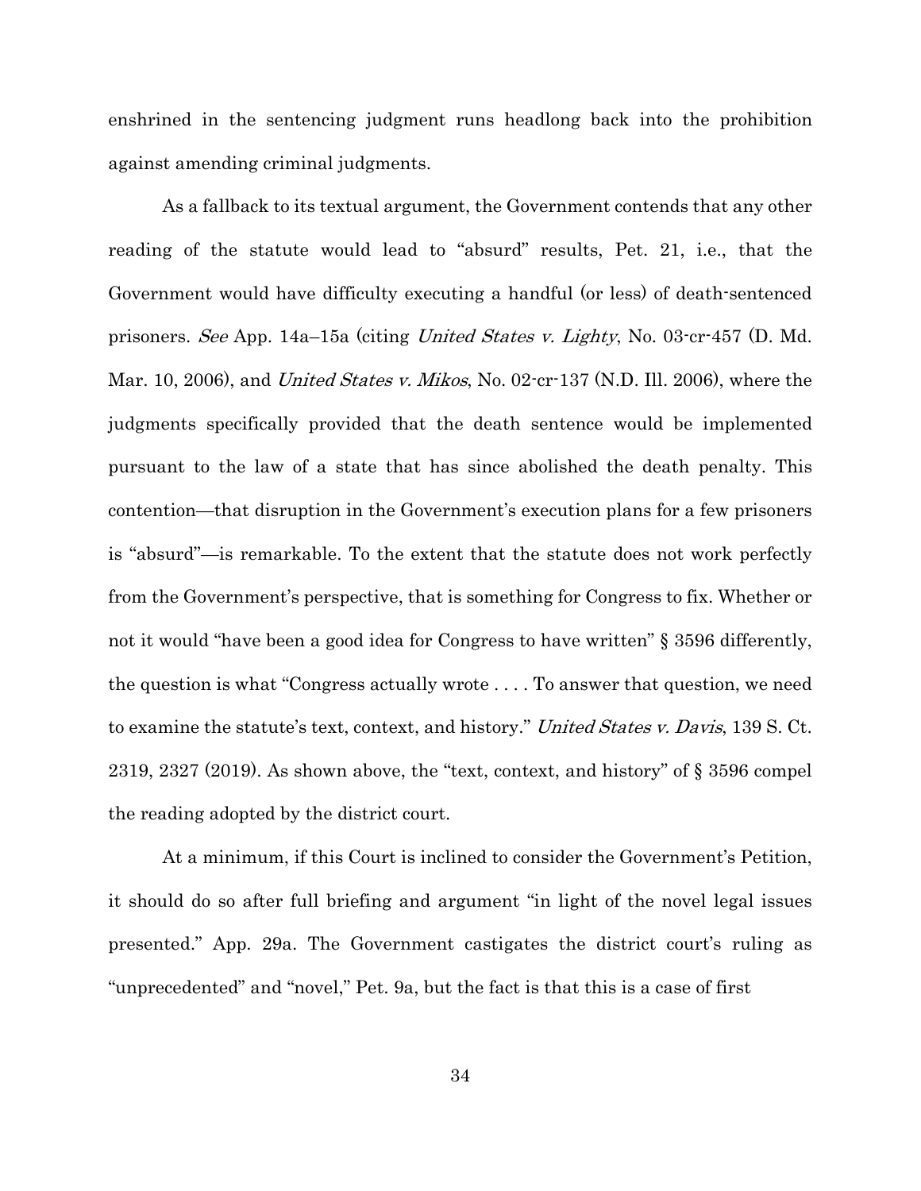enshrined in the sentencing judgment runs headlong back into the prohibition against amending criminal judgments.

As a fallback to its textual argument, the Government contends that any other reading of the statute would lead to "absurd" results, Pet. 21, i.e., that the Government would have difficulty executing a handful (or less) of death-sentenced prisoners. *See* App. 14a–15a (citing *United States v. Lighty*, No. 03-cr-457 (D. Md. Mar. 10, 2006), and *United States v. Mikos*, No. 02-cr-137 (N.D. Ill. 2006), where the judgments specifically provided that the death sentence would be implemented pursuant to the law of a state that has since abolished the death penalty. This contention—that disruption in the Government's execution plans for a few prisoners is "absurd"—is remarkable. To the extent that the statute does not work perfectly from the Government's perspective, that is something for Congress to fix. Whether or not it would "have been a good idea for Congress to have written" § 3596 differently, the question is what "Congress actually wrote . . . . To answer that question, we need to examine the statute's text, context, and history." *United States v. Davis*, 139 S. Ct. 2319, 2327 (2019). As shown above, the "text, context, and history" of § 3596 compel the reading adopted by the district court.

At a minimum, if this Court is inclined to consider the Government's Petition, it should do so after full briefing and argument "in light of the novel legal issues presented." App. 29a. The Government castigates the district court's ruling as "unprecedented" and "novel," Pet. 9a, but the fact is that this is a case of first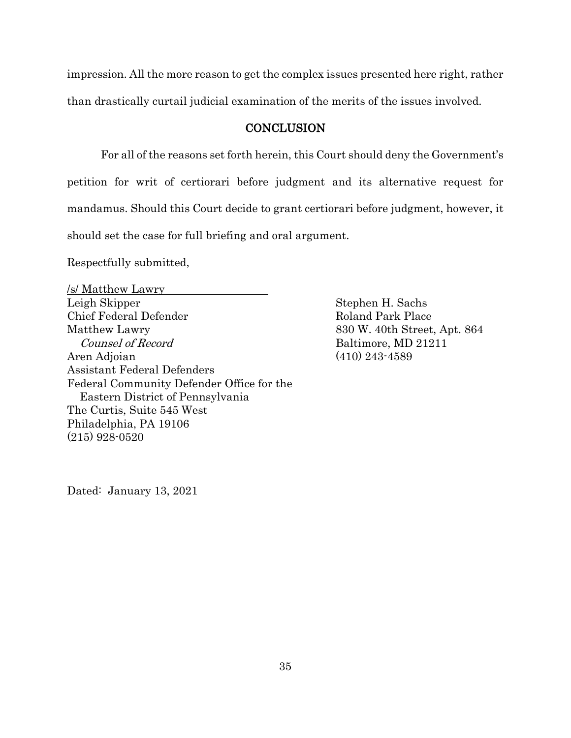impression. All the more reason to get the complex issues presented here right, rather than drastically curtail judicial examination of the merits of the issues involved.

## CONCLUSION

For all of the reasons set forth herein, this Court should deny the Government's petition for writ of certiorari before judgment and its alternative request for mandamus. Should this Court decide to grant certiorari before judgment, however, it should set the case for full briefing and oral argument.

Respectfully submitted,

/s/ Matthew Lawry
Leigh Skipper
Chief Federal Defender
Matthew Lawry
*Counsel of Record*
Aren Adjoian
Assistant Federal Defenders
Federal Community Defender Office for the Eastern District of Pennsylvania
The Curtis, Suite 545 West
Philadelphia, PA 19106
(215) 928-0520

Stephen H. Sachs
Roland Park Place
830 W. 40th Street, Apt. 864
Baltimore, MD 21211
(410) 243-4589

Dated: January 13, 2021